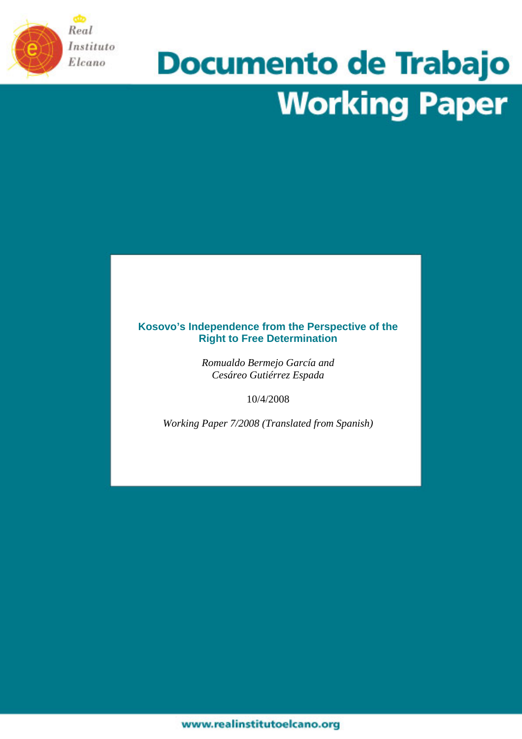Real Instituto Elcano

# Documento de Trabajo
# Working Paper

## Kosovo's Independence from the Perspective of the Right to Free Determination

*Romualdo Bermejo García and*
*Cesáreo Gutiérrez Espada*

10/4/2008

*Working Paper 7/2008 (Translated from Spanish)*

www.realinstitutoelcano.org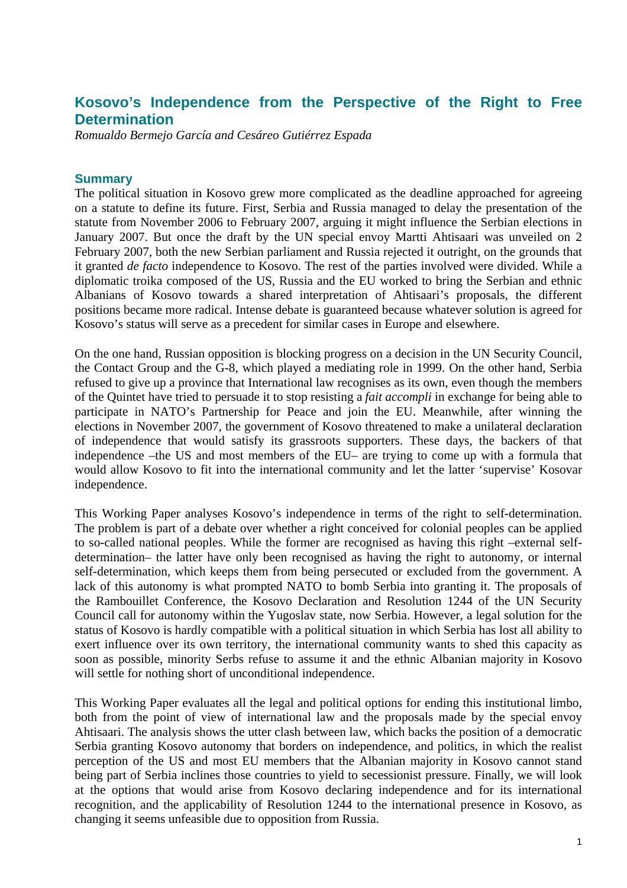# Kosovo's Independence from the Perspective of the Right to Free Determination

*Romualdo Bermejo García and Cesáreo Gutiérrez Espada*

## Summary

The political situation in Kosovo grew more complicated as the deadline approached for agreeing on a statute to define its future. First, Serbia and Russia managed to delay the presentation of the statute from November 2006 to February 2007, arguing it might influence the Serbian elections in January 2007. But once the draft by the UN special envoy Martti Ahtisaari was unveiled on 2 February 2007, both the new Serbian parliament and Russia rejected it outright, on the grounds that it granted *de facto* independence to Kosovo. The rest of the parties involved were divided. While a diplomatic troika composed of the US, Russia and the EU worked to bring the Serbian and ethnic Albanians of Kosovo towards a shared interpretation of Ahtisaari's proposals, the different positions became more radical. Intense debate is guaranteed because whatever solution is agreed for Kosovo's status will serve as a precedent for similar cases in Europe and elsewhere.

On the one hand, Russian opposition is blocking progress on a decision in the UN Security Council, the Contact Group and the G-8, which played a mediating role in 1999. On the other hand, Serbia refused to give up a province that International law recognises as its own, even though the members of the Quintet have tried to persuade it to stop resisting a *fait accompli* in exchange for being able to participate in NATO's Partnership for Peace and join the EU. Meanwhile, after winning the elections in November 2007, the government of Kosovo threatened to make a unilateral declaration of independence that would satisfy its grassroots supporters. These days, the backers of that independence –the US and most members of the EU– are trying to come up with a formula that would allow Kosovo to fit into the international community and let the latter 'supervise' Kosovar independence.

This Working Paper analyses Kosovo's independence in terms of the right to self-determination. The problem is part of a debate over whether a right conceived for colonial peoples can be applied to so-called national peoples. While the former are recognised as having this right –external self-determination– the latter have only been recognised as having the right to autonomy, or internal self-determination, which keeps them from being persecuted or excluded from the government. A lack of this autonomy is what prompted NATO to bomb Serbia into granting it. The proposals of the Rambouillet Conference, the Kosovo Declaration and Resolution 1244 of the UN Security Council call for autonomy within the Yugoslav state, now Serbia. However, a legal solution for the status of Kosovo is hardly compatible with a political situation in which Serbia has lost all ability to exert influence over its own territory, the international community wants to shed this capacity as soon as possible, minority Serbs refuse to assume it and the ethnic Albanian majority in Kosovo will settle for nothing short of unconditional independence.

This Working Paper evaluates all the legal and political options for ending this institutional limbo, both from the point of view of international law and the proposals made by the special envoy Ahtisaari. The analysis shows the utter clash between law, which backs the position of a democratic Serbia granting Kosovo autonomy that borders on independence, and politics, in which the realist perception of the US and most EU members that the Albanian majority in Kosovo cannot stand being part of Serbia inclines those countries to yield to secessionist pressure. Finally, we will look at the options that would arise from Kosovo declaring independence and for its international recognition, and the applicability of Resolution 1244 to the international presence in Kosovo, as changing it seems unfeasible due to opposition from Russia.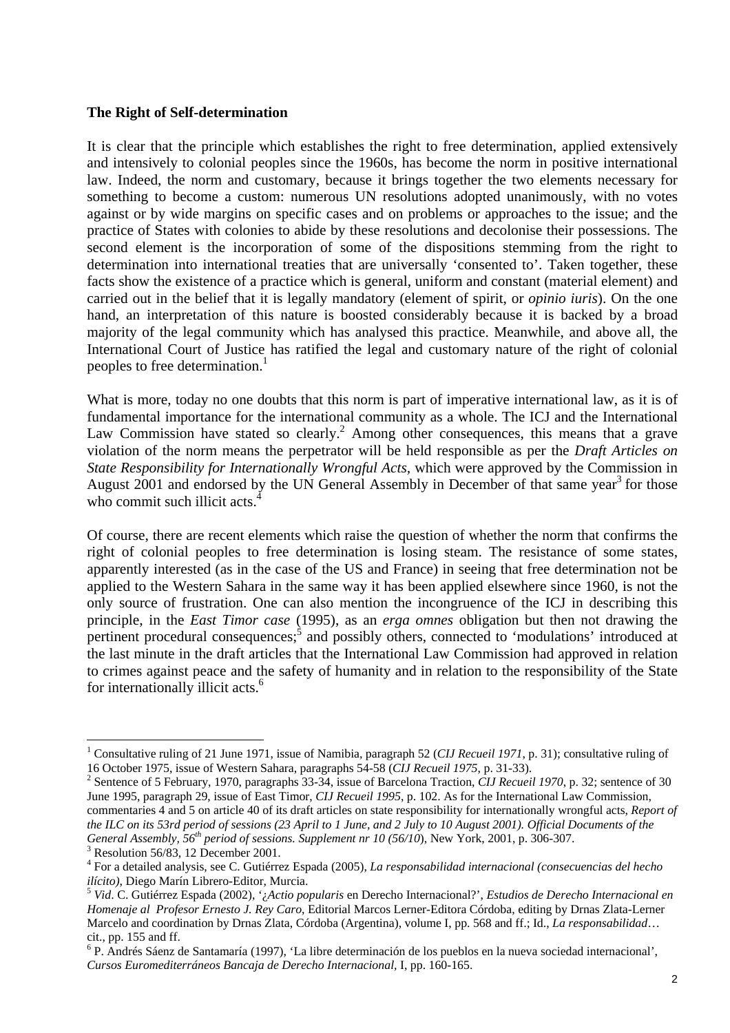**The Right of Self-determination**

It is clear that the principle which establishes the right to free determination, applied extensively and intensively to colonial peoples since the 1960s, has become the norm in positive international law. Indeed, the norm and customary, because it brings together the two elements necessary for something to become a custom: numerous UN resolutions adopted unanimously, with no votes against or by wide margins on specific cases and on problems or approaches to the issue; and the practice of States with colonies to abide by these resolutions and decolonise their possessions. The second element is the incorporation of some of the dispositions stemming from the right to determination into international treaties that are universally 'consented to'. Taken together, these facts show the existence of a practice which is general, uniform and constant (material element) and carried out in the belief that it is legally mandatory (element of spirit, or *opinio iuris*). On the one hand, an interpretation of this nature is boosted considerably because it is backed by a broad majority of the legal community which has analysed this practice. Meanwhile, and above all, the International Court of Justice has ratified the legal and customary nature of the right of colonial peoples to free determination.[1]

What is more, today no one doubts that this norm is part of imperative international law, as it is of fundamental importance for the international community as a whole. The ICJ and the International Law Commission have stated so clearly.[2] Among other consequences, this means that a grave violation of the norm means the perpetrator will be held responsible as per the *Draft Articles on State Responsibility for Internationally Wrongful Acts*, which were approved by the Commission in August 2001 and endorsed by the UN General Assembly in December of that same year[3] for those who commit such illicit acts.[4]

Of course, there are recent elements which raise the question of whether the norm that confirms the right of colonial peoples to free determination is losing steam. The resistance of some states, apparently interested (as in the case of the US and France) in seeing that free determination not be applied to the Western Sahara in the same way it has been applied elsewhere since 1960, is not the only source of frustration. One can also mention the incongruence of the ICJ in describing this principle, in the *East Timor case* (1995), as an *erga omnes* obligation but then not drawing the pertinent procedural consequences;[5] and possibly others, connected to 'modulations' introduced at the last minute in the draft articles that the International Law Commission had approved in relation to crimes against peace and the safety of humanity and in relation to the responsibility of the State for internationally illicit acts.[6]

---

[1] Consultative ruling of 21 June 1971, issue of Namibia, paragraph 52 (*CIJ Recueil 1971*, p. 31); consultative ruling of 16 October 1975, issue of Western Sahara, paragraphs 54-58 (*CIJ Recueil 1975*, p. 31-33).

[2] Sentence of 5 February, 1970, paragraphs 33-34, issue of Barcelona Traction, *CIJ Recueil 1970*, p. 32; sentence of 30 June 1995, paragraph 29, issue of East Timor, *CIJ Recueil 1995*, p. 102. As for the International Law Commission, commentaries 4 and 5 on article 40 of its draft articles on state responsibility for internationally wrongful acts, *Report of the ILC on its 53rd period of sessions (23 April to 1 June, and 2 July to 10 August 2001). Official Documents of the General Assembly, 56th period of sessions. Supplement nr 10 (56/10)*, New York, 2001, p. 306-307.

[3] Resolution 56/83, 12 December 2001.

[4] For a detailed analysis, see C. Gutiérrez Espada (2005), *La responsabilidad internacional (consecuencias del hecho ilícito)*, Diego Marín Librero-Editor, Murcia.

[5] *Vid*. C. Gutiérrez Espada (2002), '*¿Actio popularis* en Derecho Internacional?', *Estudios de Derecho Internacional en Homenaje al Profesor Ernesto J. Rey Caro*, Editorial Marcos Lerner-Editora Córdoba, editing by Drnas Zlata-Lerner Marcelo and coordination by Drnas Zlata, Córdoba (Argentina), volume I, pp. 568 and ff.; Id., *La responsabilidad*… cit., pp. 155 and ff.

[6] P. Andrés Sáenz de Santamaría (1997), 'La libre determinación de los pueblos en la nueva sociedad internacional', *Cursos Euromediterráneos Bancaja de Derecho Internacional*, I, pp. 160-165.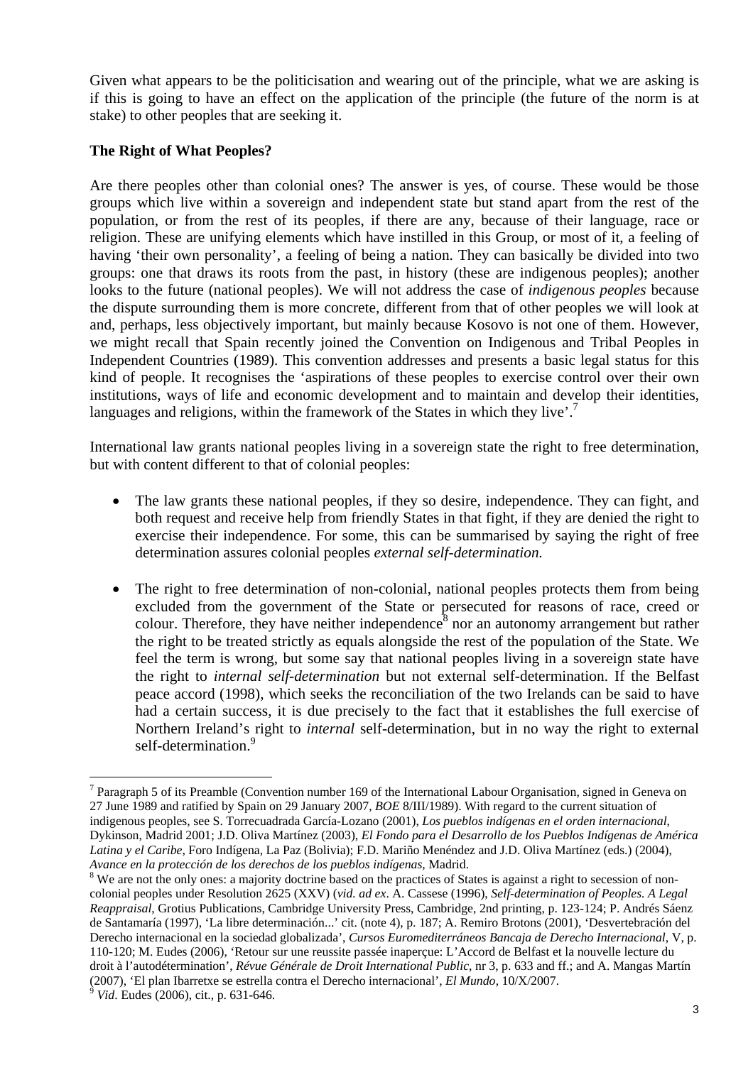Given what appears to be the politicisation and wearing out of the principle, what we are asking is if this is going to have an effect on the application of the principle (the future of the norm is at stake) to other peoples that are seeking it.

**The Right of What Peoples?**

Are there peoples other than colonial ones? The answer is yes, of course. These would be those groups which live within a sovereign and independent state but stand apart from the rest of the population, or from the rest of its peoples, if there are any, because of their language, race or religion. These are unifying elements which have instilled in this Group, or most of it, a feeling of having 'their own personality', a feeling of being a nation. They can basically be divided into two groups: one that draws its roots from the past, in history (these are indigenous peoples); another looks to the future (national peoples). We will not address the case of *indigenous peoples* because the dispute surrounding them is more concrete, different from that of other peoples we will look at and, perhaps, less objectively important, but mainly because Kosovo is not one of them. However, we might recall that Spain recently joined the Convention on Indigenous and Tribal Peoples in Independent Countries (1989). This convention addresses and presents a basic legal status for this kind of people. It recognises the 'aspirations of these peoples to exercise control over their own institutions, ways of life and economic development and to maintain and develop their identities, languages and religions, within the framework of the States in which they live'.[7]

International law grants national peoples living in a sovereign state the right to free determination, but with content different to that of colonial peoples:

- The law grants these national peoples, if they so desire, independence. They can fight, and both request and receive help from friendly States in that fight, if they are denied the right to exercise their independence. For some, this can be summarised by saying the right of free determination assures colonial peoples *external self-determination.*

- The right to free determination of non-colonial, national peoples protects them from being excluded from the government of the State or persecuted for reasons of race, creed or colour. Therefore, they have neither independence[8] nor an autonomy arrangement but rather the right to be treated strictly as equals alongside the rest of the population of the State. We feel the term is wrong, but some say that national peoples living in a sovereign state have the right to *internal self-determination* but not external self-determination. If the Belfast peace accord (1998), which seeks the reconciliation of the two Irelands can be said to have had a certain success, it is due precisely to the fact that it establishes the full exercise of Northern Ireland's right to *internal* self-determination, but in no way the right to external self-determination.[9]

---

[7] Paragraph 5 of its Preamble (Convention number 169 of the International Labour Organisation, signed in Geneva on 27 June 1989 and ratified by Spain on 29 January 2007, *BOE* 8/III/1989). With regard to the current situation of indigenous peoples, see S. Torrecuadrada García-Lozano (2001), *Los pueblos indígenas en el orden internacional*, Dykinson, Madrid 2001; J.D. Oliva Martínez (2003), *El Fondo para el Desarrollo de los Pueblos Indígenas de América Latina y el Caribe*, Foro Indígena, La Paz (Bolivia); F.D. Mariño Menéndez and J.D. Oliva Martínez (eds.) (2004), *Avance en la protección de los derechos de los pueblos indígenas*, Madrid.

[8] We are not the only ones: a majority doctrine based on the practices of States is against a right to secession of non-colonial peoples under Resolution 2625 (XXV) (*vid. ad ex*. A. Cassese (1996), *Self-determination of Peoples. A Legal Reappraisal*, Grotius Publications, Cambridge University Press, Cambridge, 2nd printing, p. 123-124; P. Andrés Sáenz de Santamaría (1997), 'La libre determinación...' cit. (note 4), p. 187; A. Remiro Brotons (2001), 'Desvertebración del Derecho internacional en la sociedad globalizada', *Cursos Euromediterráneos Bancaja de Derecho Internacional*, V, p. 110-120; M. Eudes (2006), 'Retour sur une reussite passée inaperçue: L'Accord de Belfast et la nouvelle lecture du droit à l'autodétermination', *Révue Générale de Droit International Public*, nr 3, p. 633 and ff.; and A. Mangas Martín (2007), 'El plan Ibarretxe se estrella contra el Derecho internacional', *El Mundo*, 10/X/2007.

[9] *Vid*. Eudes (2006), cit., p. 631-646.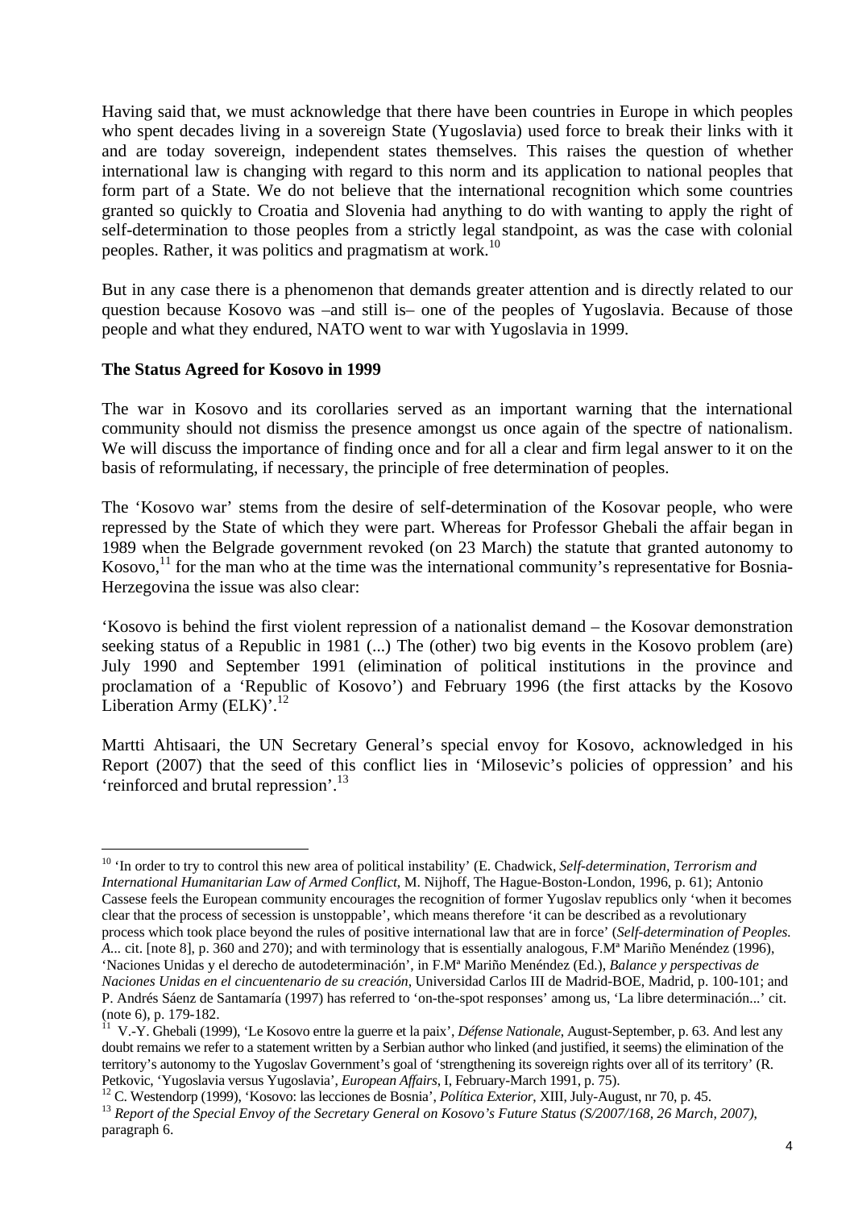Having said that, we must acknowledge that there have been countries in Europe in which peoples who spent decades living in a sovereign State (Yugoslavia) used force to break their links with it and are today sovereign, independent states themselves. This raises the question of whether international law is changing with regard to this norm and its application to national peoples that form part of a State. We do not believe that the international recognition which some countries granted so quickly to Croatia and Slovenia had anything to do with wanting to apply the right of self-determination to those peoples from a strictly legal standpoint, as was the case with colonial peoples. Rather, it was politics and pragmatism at work.[10]

But in any case there is a phenomenon that demands greater attention and is directly related to our question because Kosovo was –and still is– one of the peoples of Yugoslavia. Because of those people and what they endured, NATO went to war with Yugoslavia in 1999.

**The Status Agreed for Kosovo in 1999**

The war in Kosovo and its corollaries served as an important warning that the international community should not dismiss the presence amongst us once again of the spectre of nationalism. We will discuss the importance of finding once and for all a clear and firm legal answer to it on the basis of reformulating, if necessary, the principle of free determination of peoples.

The 'Kosovo war' stems from the desire of self-determination of the Kosovar people, who were repressed by the State of which they were part. Whereas for Professor Ghebali the affair began in 1989 when the Belgrade government revoked (on 23 March) the statute that granted autonomy to Kosovo,[11] for the man who at the time was the international community's representative for Bosnia-Herzegovina the issue was also clear:

'Kosovo is behind the first violent repression of a nationalist demand – the Kosovar demonstration seeking status of a Republic in 1981 (...) The (other) two big events in the Kosovo problem (are) July 1990 and September 1991 (elimination of political institutions in the province and proclamation of a 'Republic of Kosovo') and February 1996 (the first attacks by the Kosovo Liberation Army (ELK)'.[12]

Martti Ahtisaari, the UN Secretary General's special envoy for Kosovo, acknowledged in his Report (2007) that the seed of this conflict lies in 'Milosevic's policies of oppression' and his 'reinforced and brutal repression'.[13]

---

[10] 'In order to try to control this new area of political instability' (E. Chadwick, *Self-determination, Terrorism and International Humanitarian Law of Armed Conflict*, M. Nijhoff, The Hague-Boston-London, 1996, p. 61); Antonio Cassese feels the European community encourages the recognition of former Yugoslav republics only 'when it becomes clear that the process of secession is unstoppable', which means therefore 'it can be described as a revolutionary process which took place beyond the rules of positive international law that are in force' (*Self-determination of Peoples. A...* cit. [note 8], p. 360 and 270); and with terminology that is essentially analogous, F.Mª Mariño Menéndez (1996), 'Naciones Unidas y el derecho de autodeterminación', in F.Mª Mariño Menéndez (Ed.), *Balance y perspectivas de Naciones Unidas en el cincuentenario de su creación*, Universidad Carlos III de Madrid-BOE, Madrid, p. 100-101; and P. Andrés Sáenz de Santamaría (1997) has referred to 'on-the-spot responses' among us, 'La libre determinación...' cit. (note 6), p. 179-182.

[11] V.-Y. Ghebali (1999), 'Le Kosovo entre la guerre et la paix', *Défense Nationale*, August-September, p. 63. And lest any doubt remains we refer to a statement written by a Serbian author who linked (and justified, it seems) the elimination of the territory's autonomy to the Yugoslav Government's goal of 'strengthening its sovereign rights over all of its territory' (R. Petkovic, 'Yugoslavia versus Yugoslavia', *European Affairs*, I, February-March 1991, p. 75).

[12] C. Westendorp (1999), 'Kosovo: las lecciones de Bosnia', *Política Exterior*, XIII, July-August, nr 70, p. 45.

[13] *Report of the Special Envoy of the Secretary General on Kosovo's Future Status (S/2007/168, 26 March, 2007)*, paragraph 6.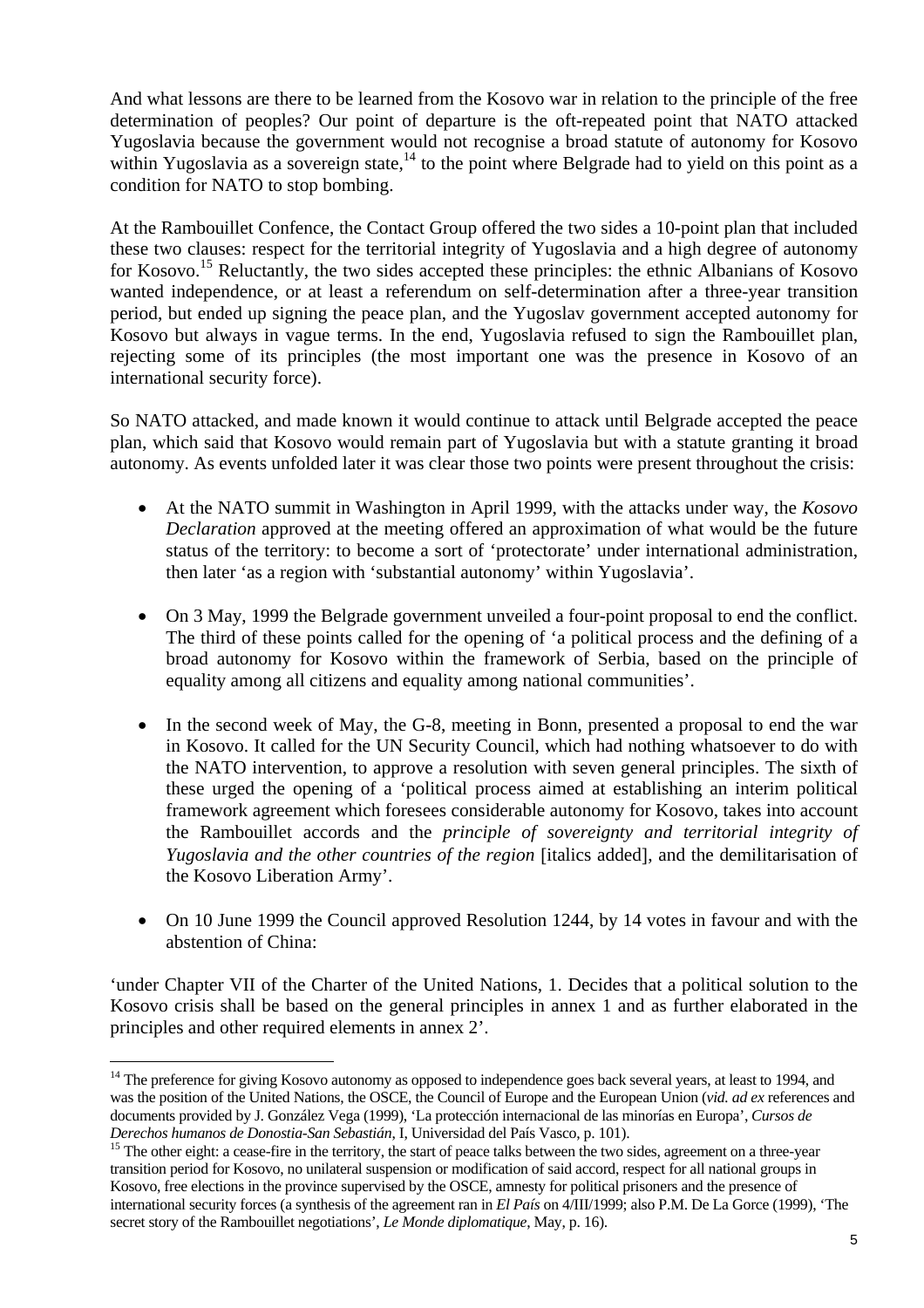And what lessons are there to be learned from the Kosovo war in relation to the principle of the free determination of peoples? Our point of departure is the oft-repeated point that NATO attacked Yugoslavia because the government would not recognise a broad statute of autonomy for Kosovo within Yugoslavia as a sovereign state,[14] to the point where Belgrade had to yield on this point as a condition for NATO to stop bombing.

At the Rambouillet Confence, the Contact Group offered the two sides a 10-point plan that included these two clauses: respect for the territorial integrity of Yugoslavia and a high degree of autonomy for Kosovo.[15] Reluctantly, the two sides accepted these principles: the ethnic Albanians of Kosovo wanted independence, or at least a referendum on self-determination after a three-year transition period, but ended up signing the peace plan, and the Yugoslav government accepted autonomy for Kosovo but always in vague terms. In the end, Yugoslavia refused to sign the Rambouillet plan, rejecting some of its principles (the most important one was the presence in Kosovo of an international security force).

So NATO attacked, and made known it would continue to attack until Belgrade accepted the peace plan, which said that Kosovo would remain part of Yugoslavia but with a statute granting it broad autonomy. As events unfolded later it was clear those two points were present throughout the crisis:

- At the NATO summit in Washington in April 1999, with the attacks under way, the *Kosovo Declaration* approved at the meeting offered an approximation of what would be the future status of the territory: to become a sort of 'protectorate' under international administration, then later 'as a region with 'substantial autonomy' within Yugoslavia'.

- On 3 May, 1999 the Belgrade government unveiled a four-point proposal to end the conflict. The third of these points called for the opening of 'a political process and the defining of a broad autonomy for Kosovo within the framework of Serbia, based on the principle of equality among all citizens and equality among national communities'.

- In the second week of May, the G-8, meeting in Bonn, presented a proposal to end the war in Kosovo. It called for the UN Security Council, which had nothing whatsoever to do with the NATO intervention, to approve a resolution with seven general principles. The sixth of these urged the opening of a 'political process aimed at establishing an interim political framework agreement which foresees considerable autonomy for Kosovo, takes into account the Rambouillet accords and the *principle of sovereignty and territorial integrity of Yugoslavia and the other countries of the region* [italics added], and the demilitarisation of the Kosovo Liberation Army'.

- On 10 June 1999 the Council approved Resolution 1244, by 14 votes in favour and with the abstention of China:

'under Chapter VII of the Charter of the United Nations, 1. Decides that a political solution to the Kosovo crisis shall be based on the general principles in annex 1 and as further elaborated in the principles and other required elements in annex 2'.

---

[14] The preference for giving Kosovo autonomy as opposed to independence goes back several years, at least to 1994, and was the position of the United Nations, the OSCE, the Council of Europe and the European Union (*vid. ad ex* references and documents provided by J. González Vega (1999), 'La protección internacional de las minorías en Europa', *Cursos de Derechos humanos de Donostia-San Sebastián*, I, Universidad del País Vasco, p. 101).

[15] The other eight: a cease-fire in the territory, the start of peace talks between the two sides, agreement on a three-year transition period for Kosovo, no unilateral suspension or modification of said accord, respect for all national groups in Kosovo, free elections in the province supervised by the OSCE, amnesty for political prisoners and the presence of international security forces (a synthesis of the agreement ran in *El País* on 4/III/1999; also P.M. De La Gorce (1999), 'The secret story of the Rambouillet negotiations', *Le Monde diplomatique*, May, p. 16).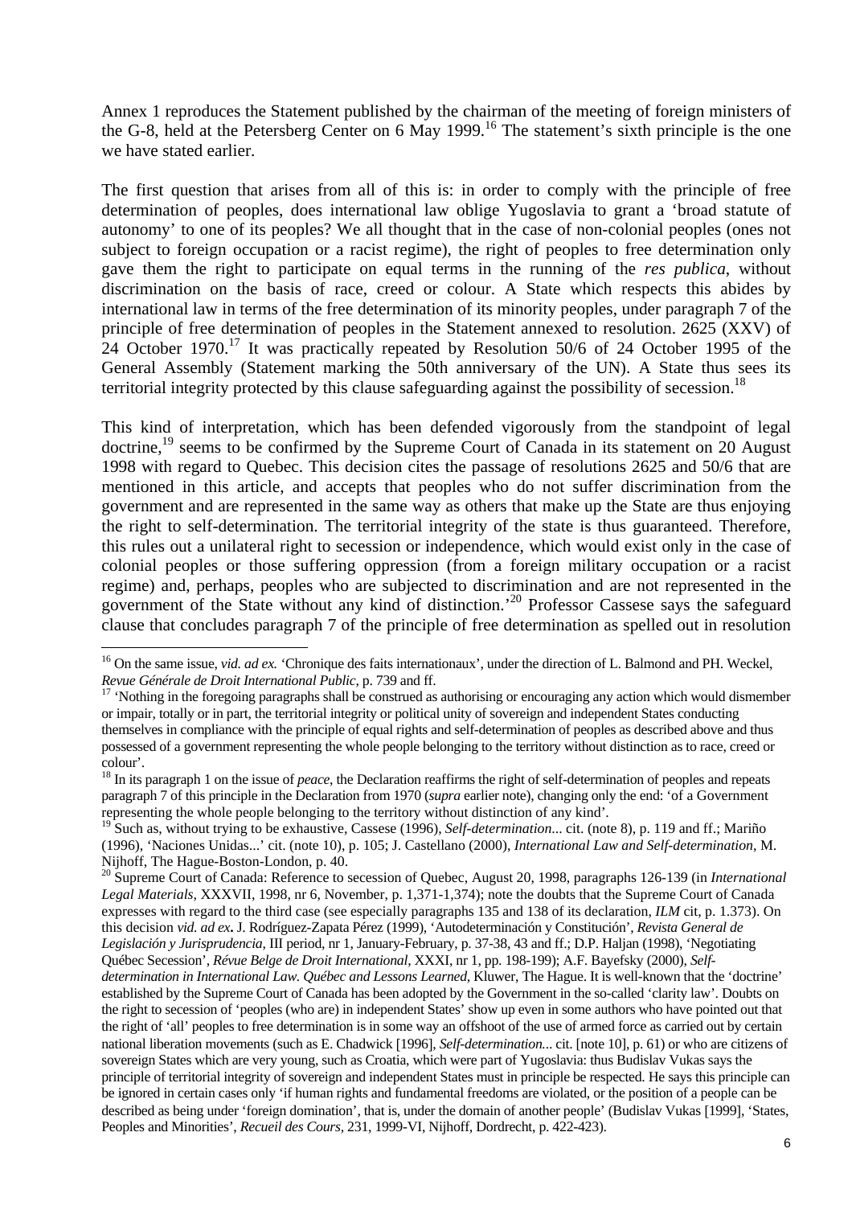Annex 1 reproduces the Statement published by the chairman of the meeting of foreign ministers of the G-8, held at the Petersberg Center on 6 May 1999.[16] The statement's sixth principle is the one we have stated earlier.

The first question that arises from all of this is: in order to comply with the principle of free determination of peoples, does international law oblige Yugoslavia to grant a 'broad statute of autonomy' to one of its peoples? We all thought that in the case of non-colonial peoples (ones not subject to foreign occupation or a racist regime), the right of peoples to free determination only gave them the right to participate on equal terms in the running of the *res publica*, without discrimination on the basis of race, creed or colour. A State which respects this abides by international law in terms of the free determination of its minority peoples, under paragraph 7 of the principle of free determination of peoples in the Statement annexed to resolution. 2625 (XXV) of 24 October 1970.[17] It was practically repeated by Resolution 50/6 of 24 October 1995 of the General Assembly (Statement marking the 50th anniversary of the UN). A State thus sees its territorial integrity protected by this clause safeguarding against the possibility of secession.[18]

This kind of interpretation, which has been defended vigorously from the standpoint of legal doctrine,[19] seems to be confirmed by the Supreme Court of Canada in its statement on 20 August 1998 with regard to Quebec. This decision cites the passage of resolutions 2625 and 50/6 that are mentioned in this article, and accepts that peoples who do not suffer discrimination from the government and are represented in the same way as others that make up the State are thus enjoying the right to self-determination. The territorial integrity of the state is thus guaranteed. Therefore, this rules out a unilateral right to secession or independence, which would exist only in the case of colonial peoples or those suffering oppression (from a foreign military occupation or a racist regime) and, perhaps, peoples who are subjected to discrimination and are not represented in the government of the State without any kind of distinction.'[20] Professor Cassese says the safeguard clause that concludes paragraph 7 of the principle of free determination as spelled out in resolution

---

[16] On the same issue, *vid. ad ex.* 'Chronique des faits internationaux', under the direction of L. Balmond and PH. Weckel, *Revue Générale de Droit International Public*, p. 739 and ff.

[17] 'Nothing in the foregoing paragraphs shall be construed as authorising or encouraging any action which would dismember or impair, totally or in part, the territorial integrity or political unity of sovereign and independent States conducting themselves in compliance with the principle of equal rights and self-determination of peoples as described above and thus possessed of a government representing the whole people belonging to the territory without distinction as to race, creed or colour'.

[18] In its paragraph 1 on the issue of *peace*, the Declaration reaffirms the right of self-determination of peoples and repeats paragraph 7 of this principle in the Declaration from 1970 (*supra* earlier note), changing only the end: 'of a Government representing the whole people belonging to the territory without distinction of any kind'.

[19] Such as, without trying to be exhaustive, Cassese (1996), *Self-determination*... cit. (note 8), p. 119 and ff.; Mariño (1996), 'Naciones Unidas...' cit. (note 10), p. 105; J. Castellano (2000), *International Law and Self-determination*, M. Nijhoff, The Hague-Boston-London, p. 40.

[20] Supreme Court of Canada: Reference to secession of Quebec, August 20, 1998, paragraphs 126-139 (in *International Legal Materials*, XXXVII, 1998, nr 6, November, p. 1,371-1,374); note the doubts that the Supreme Court of Canada expresses with regard to the third case (see especially paragraphs 135 and 138 of its declaration, *ILM* cit, p. 1.373). On this decision *vid. ad ex***.** J. Rodríguez-Zapata Pérez (1999), 'Autodeterminación y Constitución', *Revista General de Legislación y Jurisprudencia*, III period, nr 1, January-February, p. 37-38, 43 and ff.; D.P. Haljan (1998), 'Negotiating Québec Secession', *Révue Belge de Droit International*, XXXI, nr 1, pp. 198-199); A.F. Bayefsky (2000), *Self-determination in International Law. Québec and Lessons Learned*, Kluwer, The Hague. It is well-known that the 'doctrine' established by the Supreme Court of Canada has been adopted by the Government in the so-called 'clarity law'. Doubts on the right to secession of 'peoples (who are) in independent States' show up even in some authors who have pointed out that the right of 'all' peoples to free determination is in some way an offshoot of the use of armed force as carried out by certain national liberation movements (such as E. Chadwick [1996], *Self-determination*... cit. [note 10], p. 61) or who are citizens of sovereign States which are very young, such as Croatia, which were part of Yugoslavia: thus Budislav Vukas says the principle of territorial integrity of sovereign and independent States must in principle be respected. He says this principle can be ignored in certain cases only 'if human rights and fundamental freedoms are violated, or the position of a people can be described as being under 'foreign domination', that is, under the domain of another people' (Budislav Vukas [1999], 'States, Peoples and Minorities', *Recueil des Cours*, 231, 1999-VI, Nijhoff, Dordrecht, p. 422-423).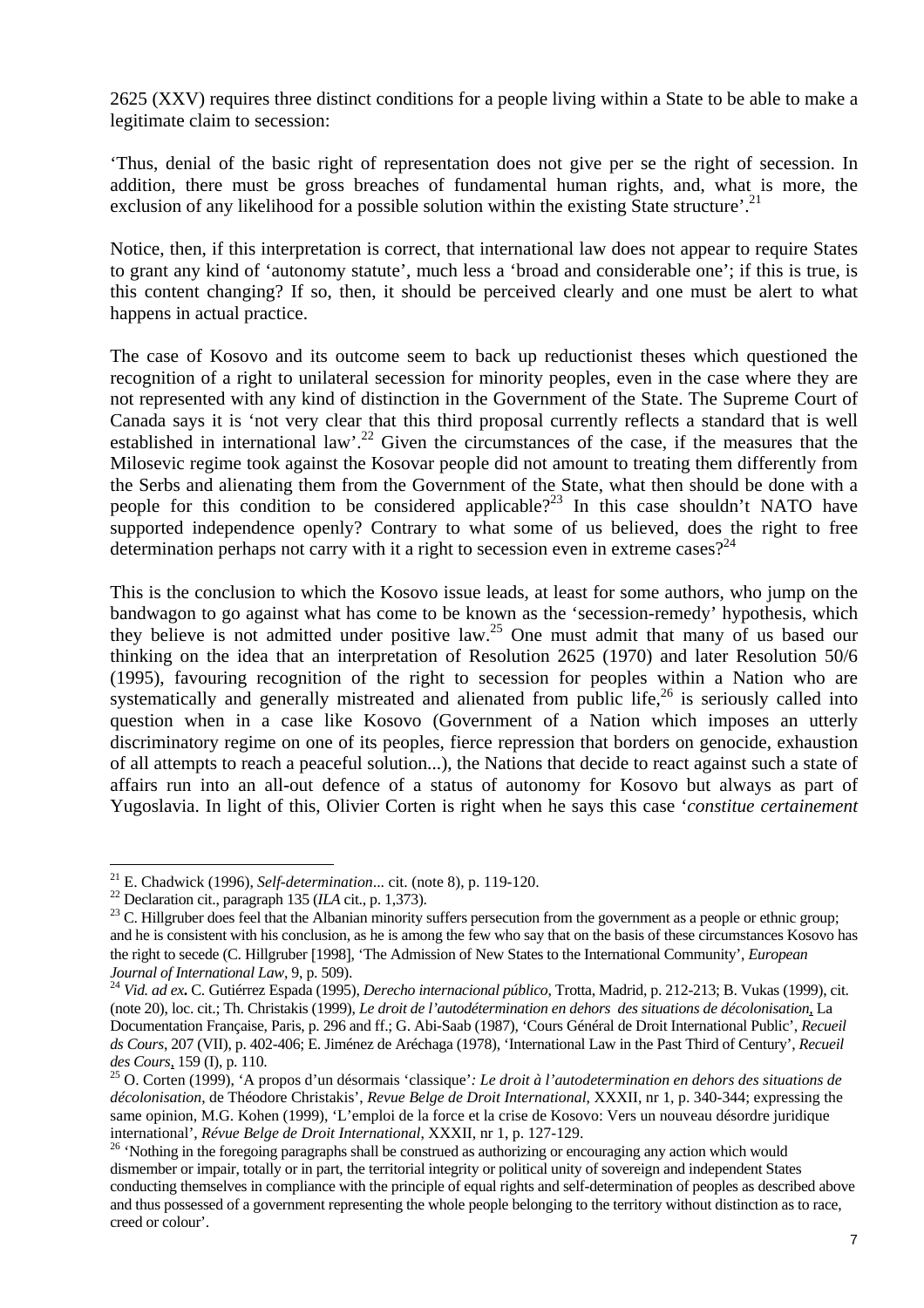2625 (XXV) requires three distinct conditions for a people living within a State to be able to make a legitimate claim to secession:

'Thus, denial of the basic right of representation does not give per se the right of secession. In addition, there must be gross breaches of fundamental human rights, and, what is more, the exclusion of any likelihood for a possible solution within the existing State structure'.[21]

Notice, then, if this interpretation is correct, that international law does not appear to require States to grant any kind of 'autonomy statute', much less a 'broad and considerable one'; if this is true, is this content changing? If so, then, it should be perceived clearly and one must be alert to what happens in actual practice.

The case of Kosovo and its outcome seem to back up reductionist theses which questioned the recognition of a right to unilateral secession for minority peoples, even in the case where they are not represented with any kind of distinction in the Government of the State. The Supreme Court of Canada says it is 'not very clear that this third proposal currently reflects a standard that is well established in international law'.[22] Given the circumstances of the case, if the measures that the Milosevic regime took against the Kosovar people did not amount to treating them differently from the Serbs and alienating them from the Government of the State, what then should be done with a people for this condition to be considered applicable?[23] In this case shouldn't NATO have supported independence openly? Contrary to what some of us believed, does the right to free determination perhaps not carry with it a right to secession even in extreme cases?[24]

This is the conclusion to which the Kosovo issue leads, at least for some authors, who jump on the bandwagon to go against what has come to be known as the 'secession-remedy' hypothesis, which they believe is not admitted under positive law.[25] One must admit that many of us based our thinking on the idea that an interpretation of Resolution 2625 (1970) and later Resolution 50/6 (1995), favouring recognition of the right to secession for peoples within a Nation who are systematically and generally mistreated and alienated from public life,[26] is seriously called into question when in a case like Kosovo (Government of a Nation which imposes an utterly discriminatory regime on one of its peoples, fierce repression that borders on genocide, exhaustion of all attempts to reach a peaceful solution...), the Nations that decide to react against such a state of affairs run into an all-out defence of a status of autonomy for Kosovo but always as part of Yugoslavia. In light of this, Olivier Corten is right when he says this case '*constitue certainement*

---

[21] E. Chadwick (1996), *Self-determination*... cit. (note 8), p. 119-120.

[22] Declaration cit., paragraph 135 (*ILA* cit., p. 1,373).

[23] C. Hillgruber does feel that the Albanian minority suffers persecution from the government as a people or ethnic group; and he is consistent with his conclusion, as he is among the few who say that on the basis of these circumstances Kosovo has the right to secede (C. Hillgruber [1998], 'The Admission of New States to the International Community', *European Journal of International Law*, 9, p. 509).

[24] *Vid. ad ex***.** C. Gutiérrez Espada (1995), *Derecho internacional público*, Trotta, Madrid, p. 212-213; B. Vukas (1999), cit. (note 20), loc. cit.; Th. Christakis (1999), *Le droit de l'autodétermination en dehors des situations de décolonisation*, La Documentation Française, Paris, p. 296 and ff.; G. Abi-Saab (1987), 'Cours Général de Droit International Public', *Recueil ds Cours*, 207 (VII), p. 402-406; E. Jiménez de Aréchaga (1978), 'International Law in the Past Third of Century', *Recueil des Cours*, 159 (I), p. 110.

[25] O. Corten (1999), 'A propos d'un désormais 'classique'*: Le droit à l'autodetermination en dehors des situations de décolonisation*, de Théodore Christakis', *Revue Belge de Droit International*, XXXII, nr 1, p. 340-344; expressing the same opinion, M.G. Kohen (1999), 'L'emploi de la force et la crise de Kosovo: Vers un nouveau désordre juridique international', *Révue Belge de Droit International*, XXXII, nr 1, p. 127-129.

[26] 'Nothing in the foregoing paragraphs shall be construed as authorizing or encouraging any action which would dismember or impair, totally or in part, the territorial integrity or political unity of sovereign and independent States conducting themselves in compliance with the principle of equal rights and self-determination of peoples as described above and thus possessed of a government representing the whole people belonging to the territory without distinction as to race, creed or colour'.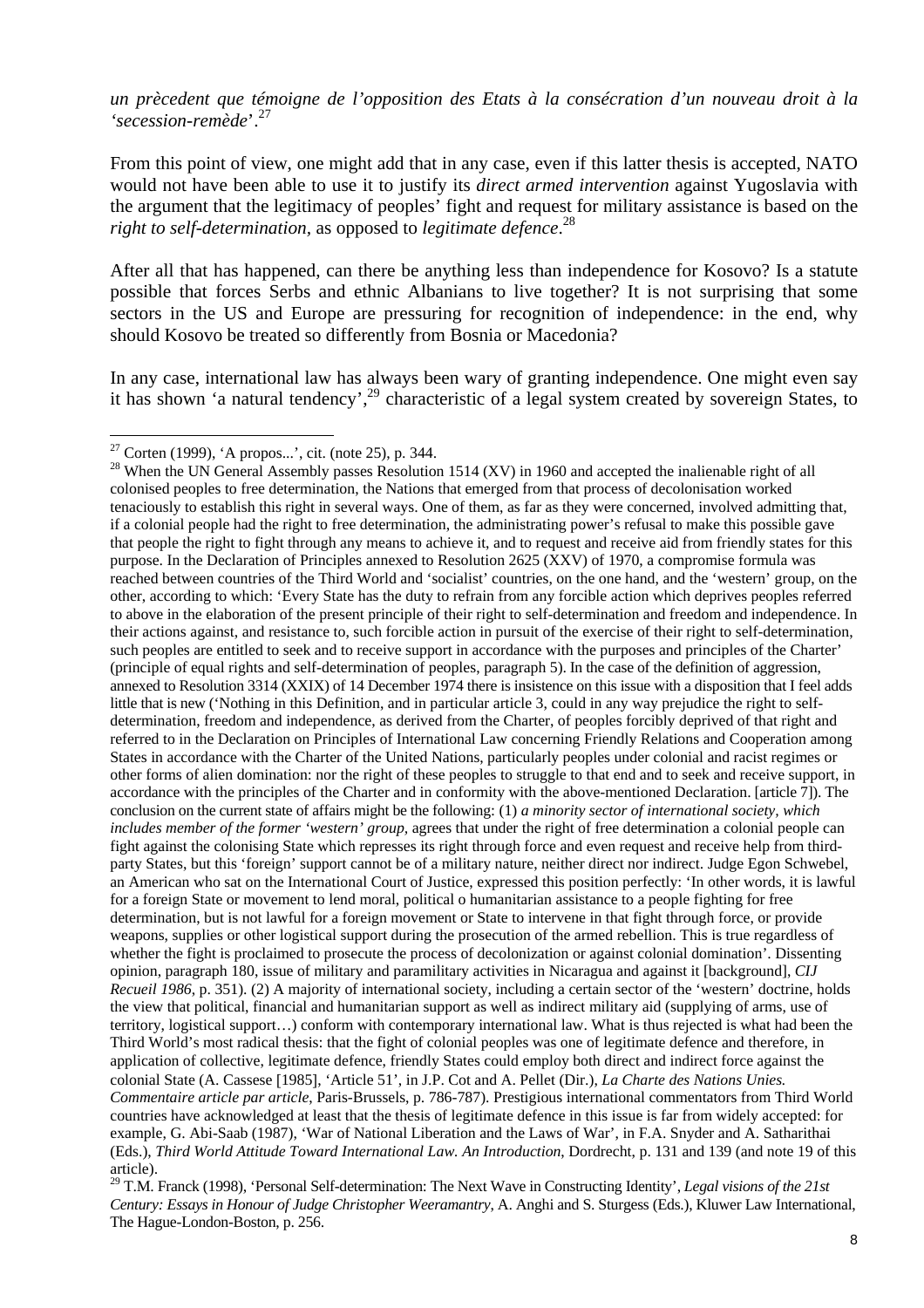*un prècedent que témoigne de l'opposition des Etats à la consécration d'un nouveau droit à la 'secession-remède'*.[27]

From this point of view, one might add that in any case, even if this latter thesis is accepted, NATO would not have been able to use it to justify its *direct armed intervention* against Yugoslavia with the argument that the legitimacy of peoples' fight and request for military assistance is based on the *right to self-determination*, as opposed to *legitimate defence*.[28]

After all that has happened, can there be anything less than independence for Kosovo? Is a statute possible that forces Serbs and ethnic Albanians to live together? It is not surprising that some sectors in the US and Europe are pressuring for recognition of independence: in the end, why should Kosovo be treated so differently from Bosnia or Macedonia?

In any case, international law has always been wary of granting independence. One might even say it has shown 'a natural tendency',[29] characteristic of a legal system created by sovereign States, to

---

[27] Corten (1999), 'A propos...', cit. (note 25), p. 344.

[28] When the UN General Assembly passes Resolution 1514 (XV) in 1960 and accepted the inalienable right of all colonised peoples to free determination, the Nations that emerged from that process of decolonisation worked tenaciously to establish this right in several ways. One of them, as far as they were concerned, involved admitting that, if a colonial people had the right to free determination, the administrating power's refusal to make this possible gave that people the right to fight through any means to achieve it, and to request and receive aid from friendly states for this purpose. In the Declaration of Principles annexed to Resolution 2625 (XXV) of 1970, a compromise formula was reached between countries of the Third World and 'socialist' countries, on the one hand, and the 'western' group, on the other, according to which: 'Every State has the duty to refrain from any forcible action which deprives peoples referred to above in the elaboration of the present principle of their right to self-determination and freedom and independence. In their actions against, and resistance to, such forcible action in pursuit of the exercise of their right to self-determination, such peoples are entitled to seek and to receive support in accordance with the purposes and principles of the Charter' (principle of equal rights and self-determination of peoples, paragraph 5). In the case of the definition of aggression, annexed to Resolution 3314 (XXIX) of 14 December 1974 there is insistence on this issue with a disposition that I feel adds little that is new ('Nothing in this Definition, and in particular article 3, could in any way prejudice the right to self-determination, freedom and independence, as derived from the Charter, of peoples forcibly deprived of that right and referred to in the Declaration on Principles of International Law concerning Friendly Relations and Cooperation among States in accordance with the Charter of the United Nations, particularly peoples under colonial and racist regimes or other forms of alien domination: nor the right of these peoples to struggle to that end and to seek and receive support, in accordance with the principles of the Charter and in conformity with the above-mentioned Declaration. [article 7]). The conclusion on the current state of affairs might be the following: (1) *a minority sector of international society, which includes member of the former 'western' group*, agrees that under the right of free determination a colonial people can fight against the colonising State which represses its right through force and even request and receive help from third-party States, but this 'foreign' support cannot be of a military nature, neither direct nor indirect. Judge Egon Schwebel, an American who sat on the International Court of Justice, expressed this position perfectly: 'In other words, it is lawful for a foreign State or movement to lend moral, political o humanitarian assistance to a people fighting for free determination, but is not lawful for a foreign movement or State to intervene in that fight through force, or provide weapons, supplies or other logistical support during the prosecution of the armed rebellion. This is true regardless of whether the fight is proclaimed to prosecute the process of decolonization or against colonial domination'. Dissenting opinion, paragraph 180, issue of military and paramilitary activities in Nicaragua and against it [background], *CIJ Recueil 1986*, p. 351). (2) A majority of international society, including a certain sector of the 'western' doctrine, holds the view that political, financial and humanitarian support as well as indirect military aid (supplying of arms, use of territory, logistical support…) conform with contemporary international law. What is thus rejected is what had been the Third World's most radical thesis: that the fight of colonial peoples was one of legitimate defence and therefore, in application of collective, legitimate defence, friendly States could employ both direct and indirect force against the colonial State (A. Cassese [1985], 'Article 51', in J.P. Cot and A. Pellet (Dir.), *La Charte des Nations Unies. Commentaire article par article*, Paris-Brussels, p. 786-787). Prestigious international commentators from Third World countries have acknowledged at least that the thesis of legitimate defence in this issue is far from widely accepted: for example, G. Abi-Saab (1987), 'War of National Liberation and the Laws of War', in F.A. Snyder and A. Satharithai (Eds.), *Third World Attitude Toward International Law. An Introduction*, Dordrecht, p. 131 and 139 (and note 19 of this article).

[29] T.M. Franck (1998), 'Personal Self-determination: The Next Wave in Constructing Identity', *Legal visions of the 21st Century: Essays in Honour of Judge Christopher Weeramantry*, A. Anghi and S. Sturgess (Eds.), Kluwer Law International, The Hague-London-Boston, p. 256.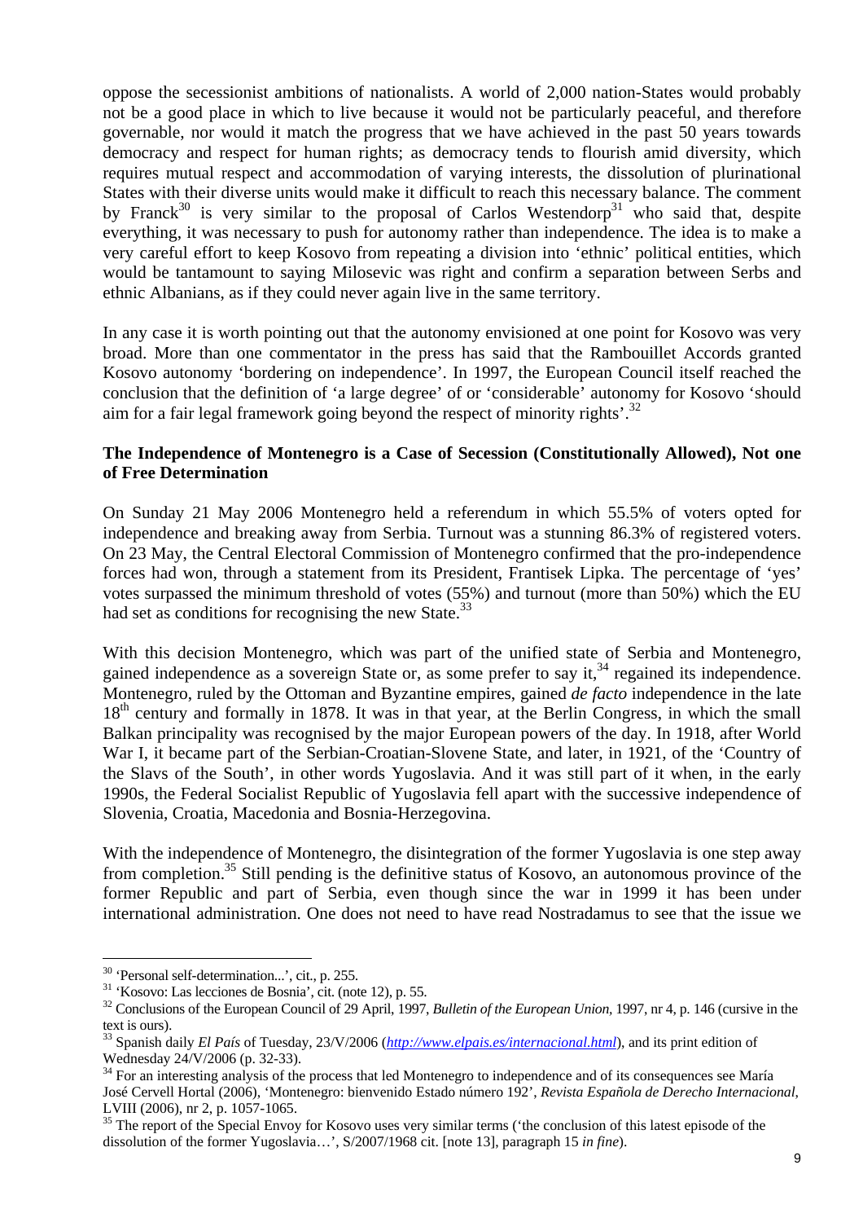oppose the secessionist ambitions of nationalists. A world of 2,000 nation-States would probably not be a good place in which to live because it would not be particularly peaceful, and therefore governable, nor would it match the progress that we have achieved in the past 50 years towards democracy and respect for human rights; as democracy tends to flourish amid diversity, which requires mutual respect and accommodation of varying interests, the dissolution of plurinational States with their diverse units would make it difficult to reach this necessary balance. The comment by Franck[30] is very similar to the proposal of Carlos Westendorp[31] who said that, despite everything, it was necessary to push for autonomy rather than independence. The idea is to make a very careful effort to keep Kosovo from repeating a division into 'ethnic' political entities, which would be tantamount to saying Milosevic was right and confirm a separation between Serbs and ethnic Albanians, as if they could never again live in the same territory.

In any case it is worth pointing out that the autonomy envisioned at one point for Kosovo was very broad. More than one commentator in the press has said that the Rambouillet Accords granted Kosovo autonomy 'bordering on independence'. In 1997, the European Council itself reached the conclusion that the definition of 'a large degree' of or 'considerable' autonomy for Kosovo 'should aim for a fair legal framework going beyond the respect of minority rights'.[32]

**The Independence of Montenegro is a Case of Secession (Constitutionally Allowed), Not one of Free Determination**

On Sunday 21 May 2006 Montenegro held a referendum in which 55.5% of voters opted for independence and breaking away from Serbia. Turnout was a stunning 86.3% of registered voters. On 23 May, the Central Electoral Commission of Montenegro confirmed that the pro-independence forces had won, through a statement from its President, Frantisek Lipka. The percentage of 'yes' votes surpassed the minimum threshold of votes (55%) and turnout (more than 50%) which the EU had set as conditions for recognising the new State.[33]

With this decision Montenegro, which was part of the unified state of Serbia and Montenegro, gained independence as a sovereign State or, as some prefer to say it,[34] regained its independence. Montenegro, ruled by the Ottoman and Byzantine empires, gained *de facto* independence in the late 18th century and formally in 1878. It was in that year, at the Berlin Congress, in which the small Balkan principality was recognised by the major European powers of the day. In 1918, after World War I, it became part of the Serbian-Croatian-Slovene State, and later, in 1921, of the 'Country of the Slavs of the South', in other words Yugoslavia. And it was still part of it when, in the early 1990s, the Federal Socialist Republic of Yugoslavia fell apart with the successive independence of Slovenia, Croatia, Macedonia and Bosnia-Herzegovina.

With the independence of Montenegro, the disintegration of the former Yugoslavia is one step away from completion.[35] Still pending is the definitive status of Kosovo, an autonomous province of the former Republic and part of Serbia, even though since the war in 1999 it has been under international administration. One does not need to have read Nostradamus to see that the issue we

---

[30] 'Personal self-determination...', cit., p. 255.

[31] 'Kosovo: Las lecciones de Bosnia', cit. (note 12), p. 55.

[32] Conclusions of the European Council of 29 April, 1997, *Bulletin of the European Union*, 1997, nr 4, p. 146 (cursive in the text is ours).

[33] Spanish daily *El País* of Tuesday, 23/V/2006 (*http://www.elpais.es/internacional.html*), and its print edition of Wednesday 24/V/2006 (p. 32-33).

[34] For an interesting analysis of the process that led Montenegro to independence and of its consequences see María José Cervell Hortal (2006), 'Montenegro: bienvenido Estado número 192', *Revista Española de Derecho Internacional*, LVIII (2006), nr 2, p. 1057-1065.

[35] The report of the Special Envoy for Kosovo uses very similar terms ('the conclusion of this latest episode of the dissolution of the former Yugoslavia…', S/2007/1968 cit. [note 13], paragraph 15 *in fine*).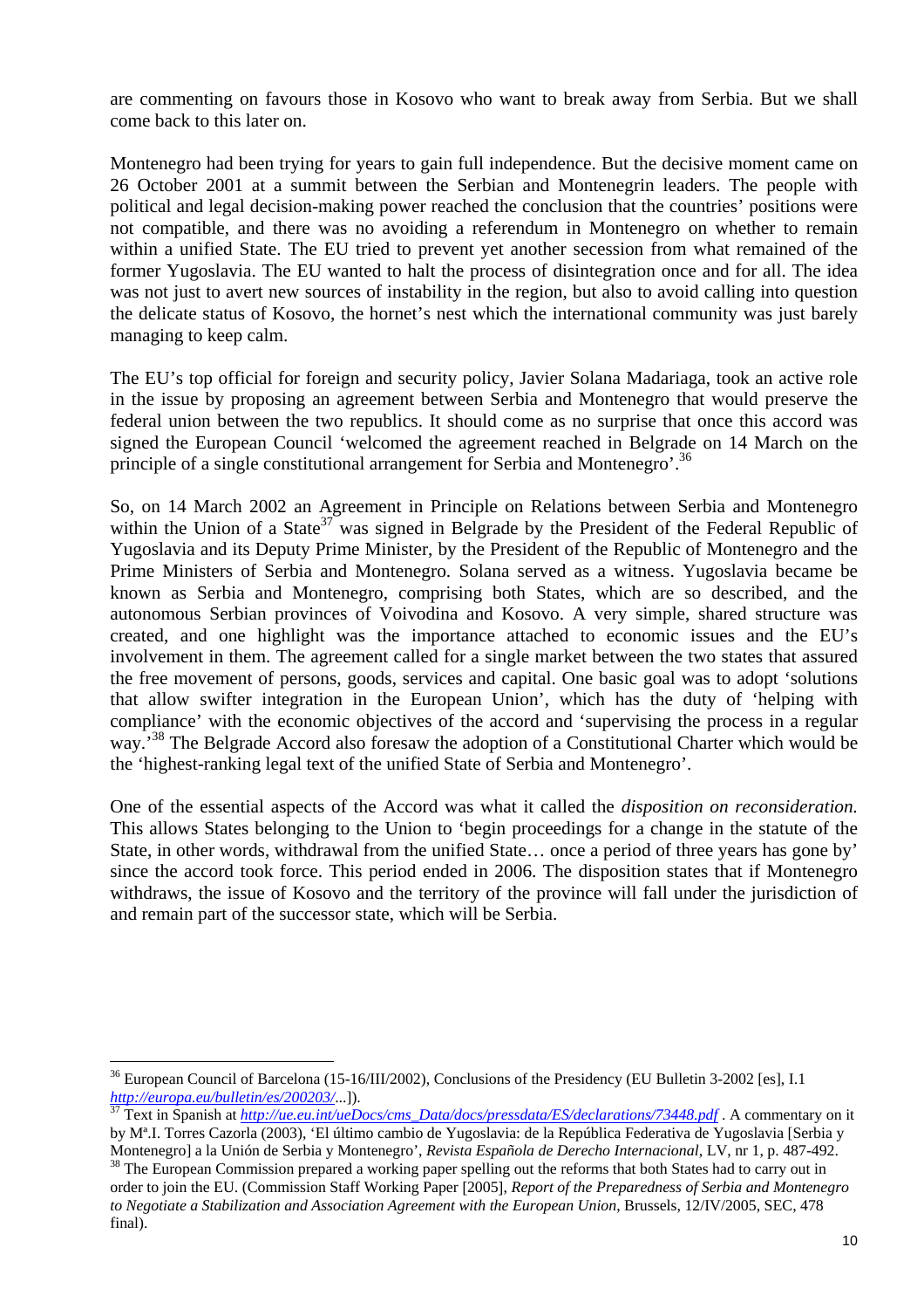are commenting on favours those in Kosovo who want to break away from Serbia. But we shall come back to this later on.

Montenegro had been trying for years to gain full independence. But the decisive moment came on 26 October 2001 at a summit between the Serbian and Montenegrin leaders. The people with political and legal decision-making power reached the conclusion that the countries' positions were not compatible, and there was no avoiding a referendum in Montenegro on whether to remain within a unified State. The EU tried to prevent yet another secession from what remained of the former Yugoslavia. The EU wanted to halt the process of disintegration once and for all. The idea was not just to avert new sources of instability in the region, but also to avoid calling into question the delicate status of Kosovo, the hornet's nest which the international community was just barely managing to keep calm.

The EU's top official for foreign and security policy, Javier Solana Madariaga, took an active role in the issue by proposing an agreement between Serbia and Montenegro that would preserve the federal union between the two republics. It should come as no surprise that once this accord was signed the European Council 'welcomed the agreement reached in Belgrade on 14 March on the principle of a single constitutional arrangement for Serbia and Montenegro'.[36]

So, on 14 March 2002 an Agreement in Principle on Relations between Serbia and Montenegro within the Union of a State[37] was signed in Belgrade by the President of the Federal Republic of Yugoslavia and its Deputy Prime Minister, by the President of the Republic of Montenegro and the Prime Ministers of Serbia and Montenegro. Solana served as a witness. Yugoslavia became be known as Serbia and Montenegro, comprising both States, which are so described, and the autonomous Serbian provinces of Voivodina and Kosovo. A very simple, shared structure was created, and one highlight was the importance attached to economic issues and the EU's involvement in them. The agreement called for a single market between the two states that assured the free movement of persons, goods, services and capital. One basic goal was to adopt 'solutions that allow swifter integration in the European Union', which has the duty of 'helping with compliance' with the economic objectives of the accord and 'supervising the process in a regular way.'[38] The Belgrade Accord also foresaw the adoption of a Constitutional Charter which would be the 'highest-ranking legal text of the unified State of Serbia and Montenegro'.

One of the essential aspects of the Accord was what it called the *disposition on reconsideration.* This allows States belonging to the Union to 'begin proceedings for a change in the statute of the State, in other words, withdrawal from the unified State… once a period of three years has gone by' since the accord took force. This period ended in 2006. The disposition states that if Montenegro withdraws, the issue of Kosovo and the territory of the province will fall under the jurisdiction of and remain part of the successor state, which will be Serbia.

---

[36] European Council of Barcelona (15-16/III/2002), Conclusions of the Presidency (EU Bulletin 3-2002 [es], I.1 *http://europa.eu/bulletin/es/200203/*...]).

[37] Text in Spanish at *http://ue.eu.int/ueDocs/cms_Data/docs/pressdata/ES/declarations/73448.pdf* . A commentary on it by Mª.I. Torres Cazorla (2003), 'El último cambio de Yugoslavia: de la República Federativa de Yugoslavia [Serbia y Montenegro] a la Unión de Serbia y Montenegro', *Revista Española de Derecho Internacional*, LV, nr 1, p. 487-492.

[38] The European Commission prepared a working paper spelling out the reforms that both States had to carry out in order to join the EU. (Commission Staff Working Paper [2005], *Report of the Preparedness of Serbia and Montenegro to Negotiate a Stabilization and Association Agreement with the European Union*, Brussels, 12/IV/2005, SEC, 478 final).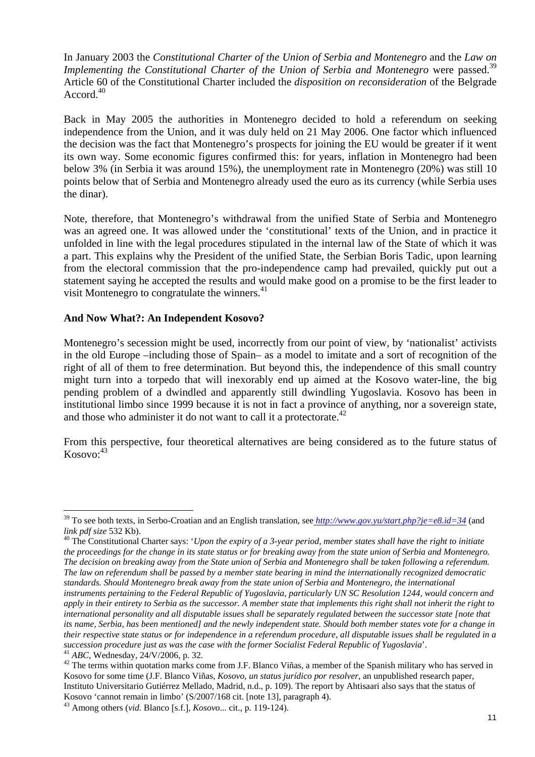In January 2003 the *Constitutional Charter of the Union of Serbia and Montenegro* and the *Law on Implementing the Constitutional Charter of the Union of Serbia and Montenegro* were passed.[39] Article 60 of the Constitutional Charter included the *disposition on reconsideration* of the Belgrade Accord.[40]

Back in May 2005 the authorities in Montenegro decided to hold a referendum on seeking independence from the Union, and it was duly held on 21 May 2006. One factor which influenced the decision was the fact that Montenegro's prospects for joining the EU would be greater if it went its own way. Some economic figures confirmed this: for years, inflation in Montenegro had been below 3% (in Serbia it was around 15%), the unemployment rate in Montenegro (20%) was still 10 points below that of Serbia and Montenegro already used the euro as its currency (while Serbia uses the dinar).

Note, therefore, that Montenegro's withdrawal from the unified State of Serbia and Montenegro was an agreed one. It was allowed under the 'constitutional' texts of the Union, and in practice it unfolded in line with the legal procedures stipulated in the internal law of the State of which it was a part. This explains why the President of the unified State, the Serbian Boris Tadic, upon learning from the electoral commission that the pro-independence camp had prevailed, quickly put out a statement saying he accepted the results and would make good on a promise to be the first leader to visit Montenegro to congratulate the winners.[41]

**And Now What?: An Independent Kosovo?**

Montenegro's secession might be used, incorrectly from our point of view, by 'nationalist' activists in the old Europe –including those of Spain– as a model to imitate and a sort of recognition of the right of all of them to free determination. But beyond this, the independence of this small country might turn into a torpedo that will inexorably end up aimed at the Kosovo water-line, the big pending problem of a dwindled and apparently still dwindling Yugoslavia. Kosovo has been in institutional limbo since 1999 because it is not in fact a province of anything, nor a sovereign state, and those who administer it do not want to call it a protectorate.[42]

From this perspective, four theoretical alternatives are being considered as to the future status of Kosovo:[43]

---

[39] To see both texts, in Serbo-Croatian and an English translation, see *http://www.gov.yu/start.php?je=e8.id=34* (and *link pdf size* 532 Kb).

[40] The Constitutional Charter says: '*Upon the expiry of a 3-year period, member states shall have the right to initiate the proceedings for the change in its state status or for breaking away from the state union of Serbia and Montenegro. The decision on breaking away from the State union of Serbia and Montenegro shall be taken following a referendum. The law on referendum shall be passed by a member state bearing in mind the internationally recognized democratic standards. Should Montenegro break away from the state union of Serbia and Montenegro, the international instruments pertaining to the Federal Republic of Yugoslavia, particularly UN SC Resolution 1244, would concern and apply in their entirety to Serbia as the successor. A member state that implements this right shall not inherit the right to international personality and all disputable issues shall be separately regulated between the successor state [note that its name, Serbia, has been mentioned] and the newly independent state. Should both member states vote for a change in their respective state status or for independence in a referendum procedure, all disputable issues shall be regulated in a succession procedure just as was the case with the former Socialist Federal Republic of Yugoslavia*'.

[41] *ABC*, Wednesday, 24/V/2006, p. 32.

[42] The terms within quotation marks come from J.F. Blanco Viñas, a member of the Spanish military who has served in Kosovo for some time (J.F. Blanco Viñas, *Kosovo, un status jurídico por resolver*, an unpublished research paper, Instituto Universitario Gutiérrez Mellado, Madrid, n.d., p. 109). The report by Ahtisaari also says that the status of Kosovo 'cannot remain in limbo' (S/2007/168 cit. [note 13], paragraph 4).

[43] Among others (*vid*. Blanco [s.f.], *Kosovo*... cit., p. 119-124).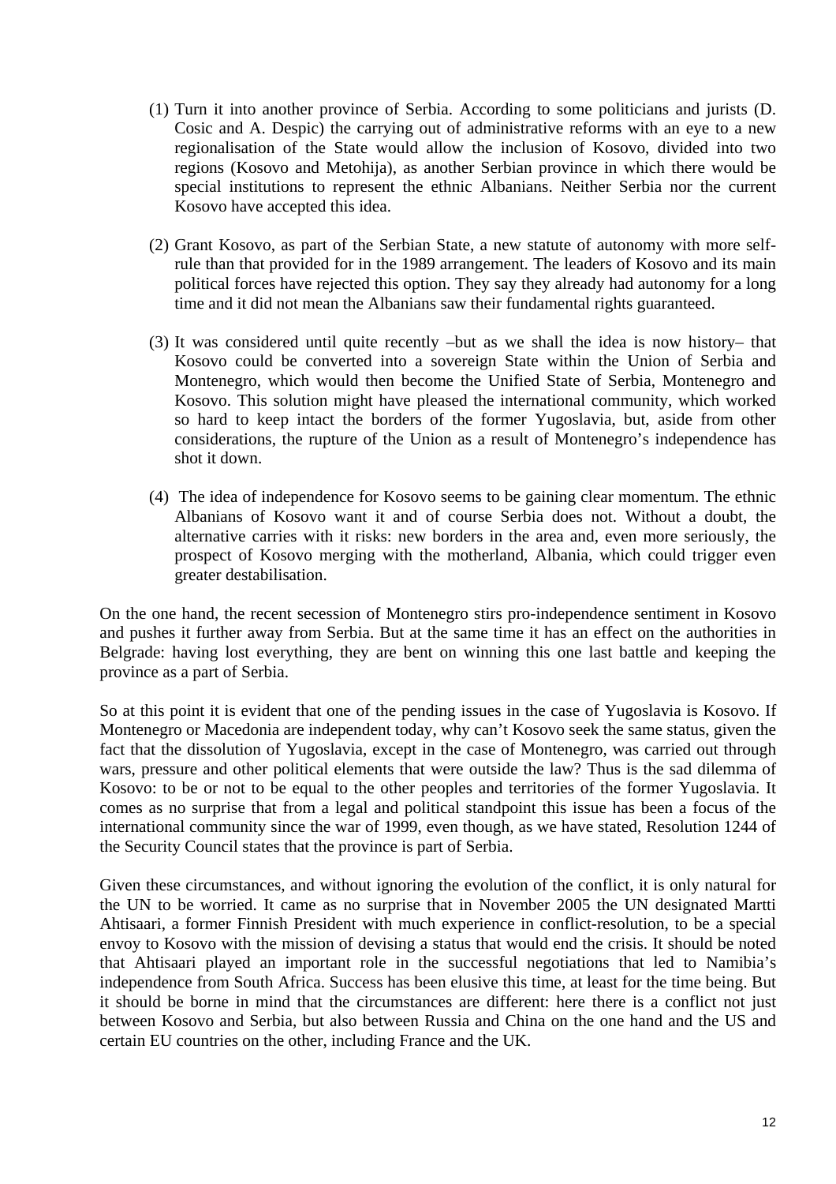(1) Turn it into another province of Serbia. According to some politicians and jurists (D. Cosic and A. Despic) the carrying out of administrative reforms with an eye to a new regionalisation of the State would allow the inclusion of Kosovo, divided into two regions (Kosovo and Metohija), as another Serbian province in which there would be special institutions to represent the ethnic Albanians. Neither Serbia nor the current Kosovo have accepted this idea.

(2) Grant Kosovo, as part of the Serbian State, a new statute of autonomy with more self-rule than that provided for in the 1989 arrangement. The leaders of Kosovo and its main political forces have rejected this option. They say they already had autonomy for a long time and it did not mean the Albanians saw their fundamental rights guaranteed.

(3) It was considered until quite recently –but as we shall the idea is now history– that Kosovo could be converted into a sovereign State within the Union of Serbia and Montenegro, which would then become the Unified State of Serbia, Montenegro and Kosovo. This solution might have pleased the international community, which worked so hard to keep intact the borders of the former Yugoslavia, but, aside from other considerations, the rupture of the Union as a result of Montenegro's independence has shot it down.

(4) The idea of independence for Kosovo seems to be gaining clear momentum. The ethnic Albanians of Kosovo want it and of course Serbia does not. Without a doubt, the alternative carries with it risks: new borders in the area and, even more seriously, the prospect of Kosovo merging with the motherland, Albania, which could trigger even greater destabilisation.

On the one hand, the recent secession of Montenegro stirs pro-independence sentiment in Kosovo and pushes it further away from Serbia. But at the same time it has an effect on the authorities in Belgrade: having lost everything, they are bent on winning this one last battle and keeping the province as a part of Serbia.

So at this point it is evident that one of the pending issues in the case of Yugoslavia is Kosovo. If Montenegro or Macedonia are independent today, why can't Kosovo seek the same status, given the fact that the dissolution of Yugoslavia, except in the case of Montenegro, was carried out through wars, pressure and other political elements that were outside the law? Thus is the sad dilemma of Kosovo: to be or not to be equal to the other peoples and territories of the former Yugoslavia. It comes as no surprise that from a legal and political standpoint this issue has been a focus of the international community since the war of 1999, even though, as we have stated, Resolution 1244 of the Security Council states that the province is part of Serbia.

Given these circumstances, and without ignoring the evolution of the conflict, it is only natural for the UN to be worried. It came as no surprise that in November 2005 the UN designated Martti Ahtisaari, a former Finnish President with much experience in conflict-resolution, to be a special envoy to Kosovo with the mission of devising a status that would end the crisis. It should be noted that Ahtisaari played an important role in the successful negotiations that led to Namibia's independence from South Africa. Success has been elusive this time, at least for the time being. But it should be borne in mind that the circumstances are different: here there is a conflict not just between Kosovo and Serbia, but also between Russia and China on the one hand and the US and certain EU countries on the other, including France and the UK.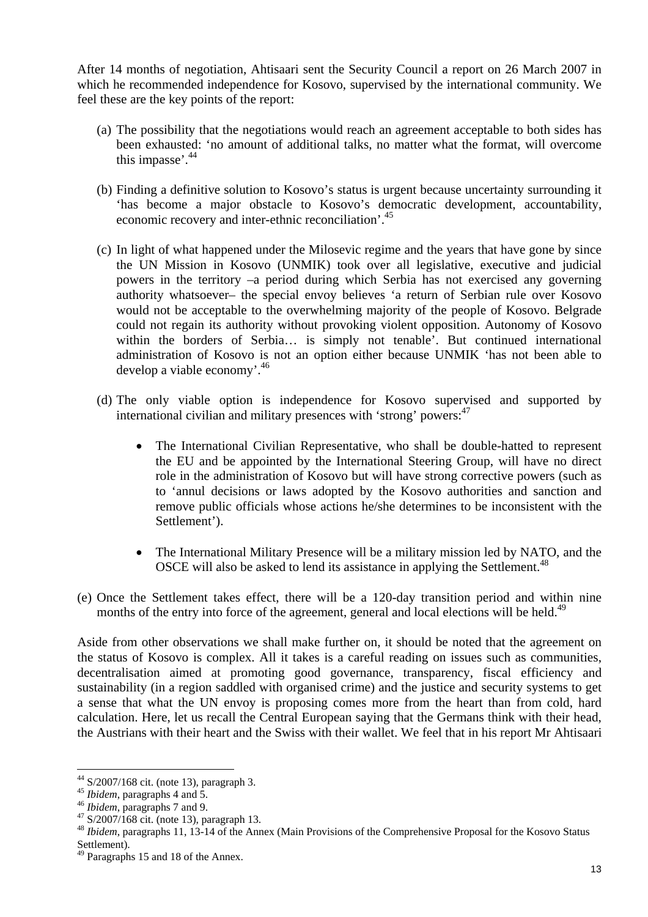After 14 months of negotiation, Ahtisaari sent the Security Council a report on 26 March 2007 in which he recommended independence for Kosovo, supervised by the international community. We feel these are the key points of the report:

(a) The possibility that the negotiations would reach an agreement acceptable to both sides has been exhausted: 'no amount of additional talks, no matter what the format, will overcome this impasse'.[44]

(b) Finding a definitive solution to Kosovo's status is urgent because uncertainty surrounding it 'has become a major obstacle to Kosovo's democratic development, accountability, economic recovery and inter-ethnic reconciliation'.[45]

(c) In light of what happened under the Milosevic regime and the years that have gone by since the UN Mission in Kosovo (UNMIK) took over all legislative, executive and judicial powers in the territory –a period during which Serbia has not exercised any governing authority whatsoever– the special envoy believes 'a return of Serbian rule over Kosovo would not be acceptable to the overwhelming majority of the people of Kosovo. Belgrade could not regain its authority without provoking violent opposition. Autonomy of Kosovo within the borders of Serbia… is simply not tenable'. But continued international administration of Kosovo is not an option either because UNMIK 'has not been able to develop a viable economy'.[46]

(d) The only viable option is independence for Kosovo supervised and supported by international civilian and military presences with 'strong' powers:[47]

- The International Civilian Representative, who shall be double-hatted to represent the EU and be appointed by the International Steering Group, will have no direct role in the administration of Kosovo but will have strong corrective powers (such as to 'annul decisions or laws adopted by the Kosovo authorities and sanction and remove public officials whose actions he/she determines to be inconsistent with the Settlement').

- The International Military Presence will be a military mission led by NATO, and the OSCE will also be asked to lend its assistance in applying the Settlement.[48]

(e) Once the Settlement takes effect, there will be a 120-day transition period and within nine months of the entry into force of the agreement, general and local elections will be held.[49]

Aside from other observations we shall make further on, it should be noted that the agreement on the status of Kosovo is complex. All it takes is a careful reading on issues such as communities, decentralisation aimed at promoting good governance, transparency, fiscal efficiency and sustainability (in a region saddled with organised crime) and the justice and security systems to get a sense that what the UN envoy is proposing comes more from the heart than from cold, hard calculation. Here, let us recall the Central European saying that the Germans think with their head, the Austrians with their heart and the Swiss with their wallet. We feel that in his report Mr Ahtisaari

---

[44] S/2007/168 cit. (note 13), paragraph 3.

[45] *Ibidem*, paragraphs 4 and 5.

[46] *Ibidem*, paragraphs 7 and 9.

[47] S/2007/168 cit. (note 13), paragraph 13.

[48] *Ibidem*, paragraphs 11, 13-14 of the Annex (Main Provisions of the Comprehensive Proposal for the Kosovo Status Settlement).

[49] Paragraphs 15 and 18 of the Annex.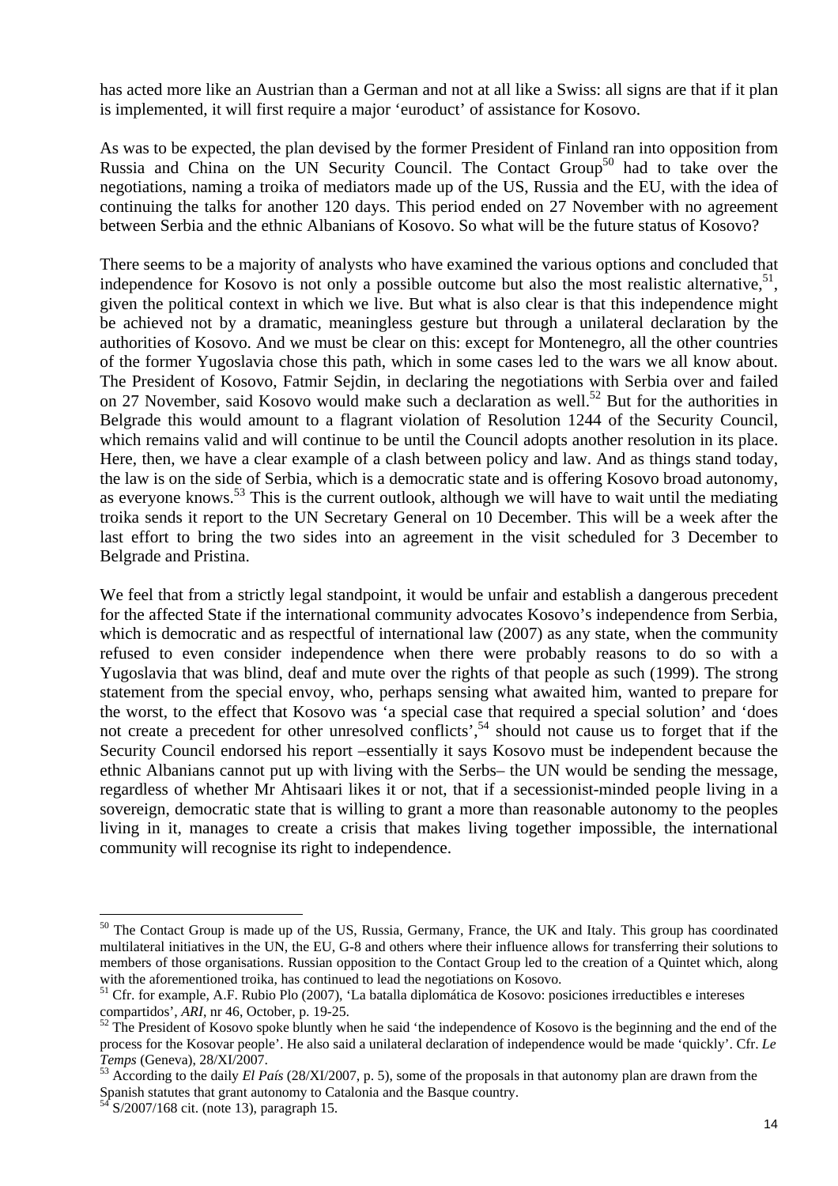has acted more like an Austrian than a German and not at all like a Swiss: all signs are that if it plan is implemented, it will first require a major 'euroduct' of assistance for Kosovo.

As was to be expected, the plan devised by the former President of Finland ran into opposition from Russia and China on the UN Security Council. The Contact Group[50] had to take over the negotiations, naming a troika of mediators made up of the US, Russia and the EU, with the idea of continuing the talks for another 120 days. This period ended on 27 November with no agreement between Serbia and the ethnic Albanians of Kosovo. So what will be the future status of Kosovo?

There seems to be a majority of analysts who have examined the various options and concluded that independence for Kosovo is not only a possible outcome but also the most realistic alternative,[51], given the political context in which we live. But what is also clear is that this independence might be achieved not by a dramatic, meaningless gesture but through a unilateral declaration by the authorities of Kosovo. And we must be clear on this: except for Montenegro, all the other countries of the former Yugoslavia chose this path, which in some cases led to the wars we all know about. The President of Kosovo, Fatmir Sejdin, in declaring the negotiations with Serbia over and failed on 27 November, said Kosovo would make such a declaration as well.[52] But for the authorities in Belgrade this would amount to a flagrant violation of Resolution 1244 of the Security Council, which remains valid and will continue to be until the Council adopts another resolution in its place. Here, then, we have a clear example of a clash between policy and law. And as things stand today, the law is on the side of Serbia, which is a democratic state and is offering Kosovo broad autonomy, as everyone knows.[53] This is the current outlook, although we will have to wait until the mediating troika sends it report to the UN Secretary General on 10 December. This will be a week after the last effort to bring the two sides into an agreement in the visit scheduled for 3 December to Belgrade and Pristina.

We feel that from a strictly legal standpoint, it would be unfair and establish a dangerous precedent for the affected State if the international community advocates Kosovo's independence from Serbia, which is democratic and as respectful of international law (2007) as any state, when the community refused to even consider independence when there were probably reasons to do so with a Yugoslavia that was blind, deaf and mute over the rights of that people as such (1999). The strong statement from the special envoy, who, perhaps sensing what awaited him, wanted to prepare for the worst, to the effect that Kosovo was 'a special case that required a special solution' and 'does not create a precedent for other unresolved conflicts',[54] should not cause us to forget that if the Security Council endorsed his report –essentially it says Kosovo must be independent because the ethnic Albanians cannot put up with living with the Serbs– the UN would be sending the message, regardless of whether Mr Ahtisaari likes it or not, that if a secessionist-minded people living in a sovereign, democratic state that is willing to grant a more than reasonable autonomy to the peoples living in it, manages to create a crisis that makes living together impossible, the international community will recognise its right to independence.

---

[50] The Contact Group is made up of the US, Russia, Germany, France, the UK and Italy. This group has coordinated multilateral initiatives in the UN, the EU, G-8 and others where their influence allows for transferring their solutions to members of those organisations. Russian opposition to the Contact Group led to the creation of a Quintet which, along with the aforementioned troika, has continued to lead the negotiations on Kosovo.

[51] Cfr. for example, A.F. Rubio Plo (2007), 'La batalla diplomática de Kosovo: posiciones irreductibles e intereses compartidos', *ARI*, nr 46, October, p. 19-25.

[52] The President of Kosovo spoke bluntly when he said 'the independence of Kosovo is the beginning and the end of the process for the Kosovar people'. He also said a unilateral declaration of independence would be made 'quickly'. Cfr. *Le Temps* (Geneva), 28/XI/2007.

[53] According to the daily *El País* (28/XI/2007, p. 5), some of the proposals in that autonomy plan are drawn from the Spanish statutes that grant autonomy to Catalonia and the Basque country.

[54] S/2007/168 cit. (note 13), paragraph 15.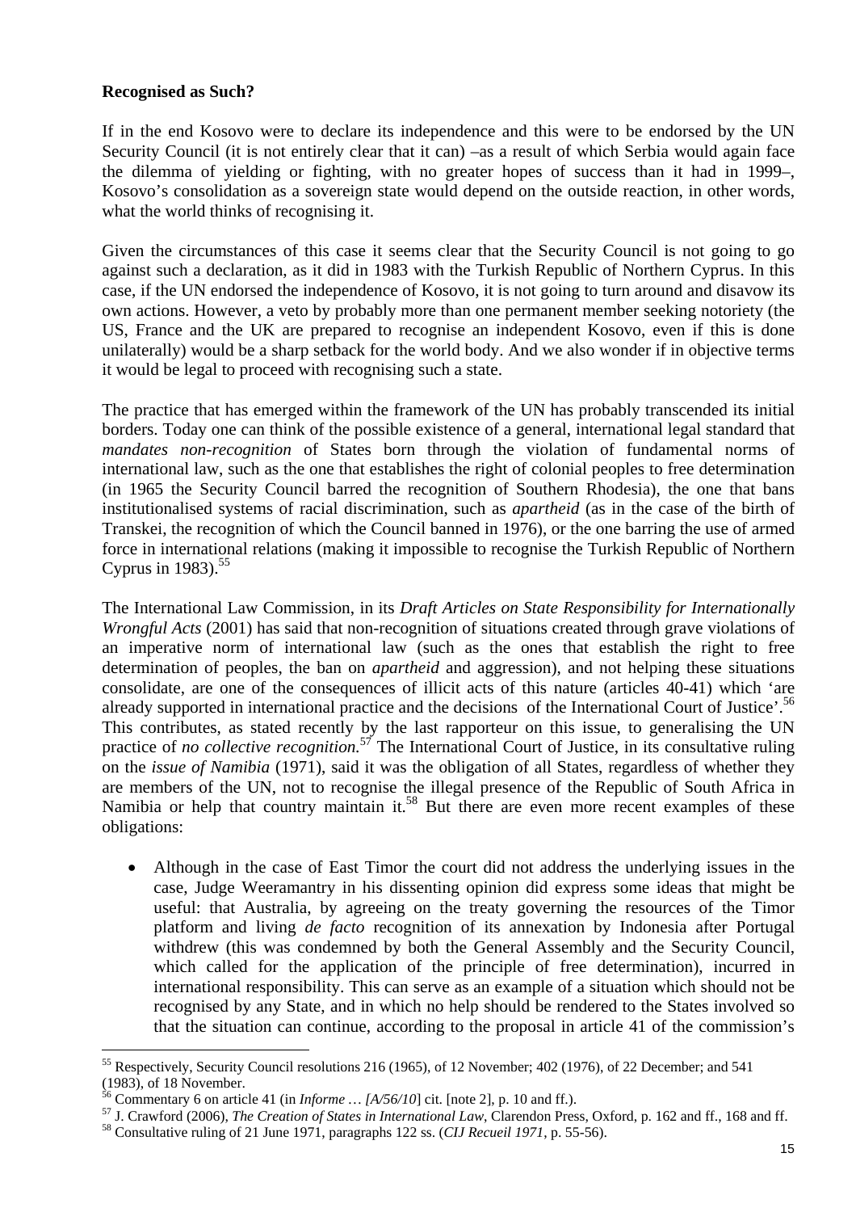**Recognised as Such?**

If in the end Kosovo were to declare its independence and this were to be endorsed by the UN Security Council (it is not entirely clear that it can) –as a result of which Serbia would again face the dilemma of yielding or fighting, with no greater hopes of success than it had in 1999–, Kosovo's consolidation as a sovereign state would depend on the outside reaction, in other words, what the world thinks of recognising it.

Given the circumstances of this case it seems clear that the Security Council is not going to go against such a declaration, as it did in 1983 with the Turkish Republic of Northern Cyprus. In this case, if the UN endorsed the independence of Kosovo, it is not going to turn around and disavow its own actions. However, a veto by probably more than one permanent member seeking notoriety (the US, France and the UK are prepared to recognise an independent Kosovo, even if this is done unilaterally) would be a sharp setback for the world body. And we also wonder if in objective terms it would be legal to proceed with recognising such a state.

The practice that has emerged within the framework of the UN has probably transcended its initial borders. Today one can think of the possible existence of a general, international legal standard that *mandates non-recognition* of States born through the violation of fundamental norms of international law, such as the one that establishes the right of colonial peoples to free determination (in 1965 the Security Council barred the recognition of Southern Rhodesia), the one that bans institutionalised systems of racial discrimination, such as *apartheid* (as in the case of the birth of Transkei, the recognition of which the Council banned in 1976), or the one barring the use of armed force in international relations (making it impossible to recognise the Turkish Republic of Northern Cyprus in 1983).[55]

The International Law Commission, in its *Draft Articles on State Responsibility for Internationally Wrongful Acts* (2001) has said that non-recognition of situations created through grave violations of an imperative norm of international law (such as the ones that establish the right to free determination of peoples, the ban on *apartheid* and aggression), and not helping these situations consolidate, are one of the consequences of illicit acts of this nature (articles 40-41) which 'are already supported in international practice and the decisions of the International Court of Justice'.[56] This contributes, as stated recently by the last rapporteur on this issue, to generalising the UN practice of *no collective recognition*.[57] The International Court of Justice, in its consultative ruling on the *issue of Namibia* (1971), said it was the obligation of all States, regardless of whether they are members of the UN, not to recognise the illegal presence of the Republic of South Africa in Namibia or help that country maintain it.[58] But there are even more recent examples of these obligations:

- Although in the case of East Timor the court did not address the underlying issues in the case, Judge Weeramantry in his dissenting opinion did express some ideas that might be useful: that Australia, by agreeing on the treaty governing the resources of the Timor platform and living *de facto* recognition of its annexation by Indonesia after Portugal withdrew (this was condemned by both the General Assembly and the Security Council, which called for the application of the principle of free determination), incurred in international responsibility. This can serve as an example of a situation which should not be recognised by any State, and in which no help should be rendered to the States involved so that the situation can continue, according to the proposal in article 41 of the commission's

---

[55] Respectively, Security Council resolutions 216 (1965), of 12 November; 402 (1976), of 22 December; and 541 (1983), of 18 November.

[56] Commentary 6 on article 41 (in *Informe … [A/56/10]* cit. [note 2], p. 10 and ff.).

[57] J. Crawford (2006), *The Creation of States in International Law*, Clarendon Press, Oxford, p. 162 and ff., 168 and ff.

[58] Consultative ruling of 21 June 1971, paragraphs 122 ss. (*CIJ Recueil 1971*, p. 55-56).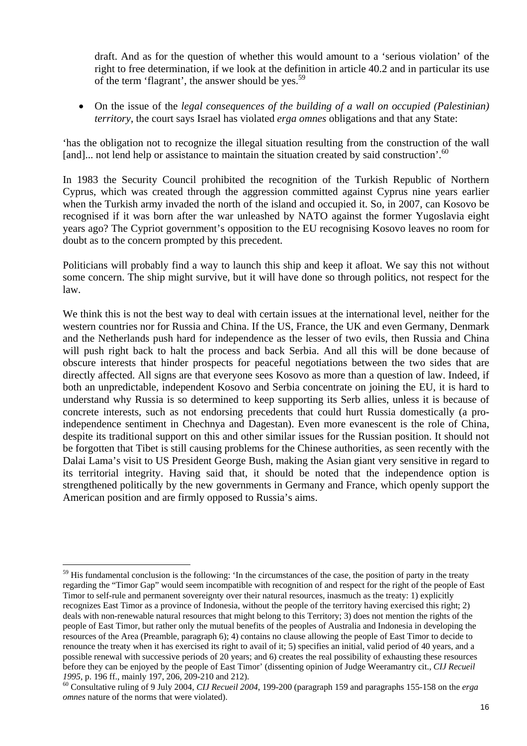draft. And as for the question of whether this would amount to a 'serious violation' of the right to free determination, if we look at the definition in article 40.2 and in particular its use of the term 'flagrant', the answer should be yes.[59]

- On the issue of the *legal consequences of the building of a wall on occupied (Palestinian) territory*, the court says Israel has violated *erga omnes* obligations and that any State:

'has the obligation not to recognize the illegal situation resulting from the construction of the wall [and]... not lend help or assistance to maintain the situation created by said construction'.[60]

In 1983 the Security Council prohibited the recognition of the Turkish Republic of Northern Cyprus, which was created through the aggression committed against Cyprus nine years earlier when the Turkish army invaded the north of the island and occupied it. So, in 2007, can Kosovo be recognised if it was born after the war unleashed by NATO against the former Yugoslavia eight years ago? The Cypriot government's opposition to the EU recognising Kosovo leaves no room for doubt as to the concern prompted by this precedent.

Politicians will probably find a way to launch this ship and keep it afloat. We say this not without some concern. The ship might survive, but it will have done so through politics, not respect for the law.

We think this is not the best way to deal with certain issues at the international level, neither for the western countries nor for Russia and China. If the US, France, the UK and even Germany, Denmark and the Netherlands push hard for independence as the lesser of two evils, then Russia and China will push right back to halt the process and back Serbia. And all this will be done because of obscure interests that hinder prospects for peaceful negotiations between the two sides that are directly affected. All signs are that everyone sees Kosovo as more than a question of law. Indeed, if both an unpredictable, independent Kosovo and Serbia concentrate on joining the EU, it is hard to understand why Russia is so determined to keep supporting its Serb allies, unless it is because of concrete interests, such as not endorsing precedents that could hurt Russia domestically (a pro-independence sentiment in Chechnya and Dagestan). Even more evanescent is the role of China, despite its traditional support on this and other similar issues for the Russian position. It should not be forgotten that Tibet is still causing problems for the Chinese authorities, as seen recently with the Dalai Lama's visit to US President George Bush, making the Asian giant very sensitive in regard to its territorial integrity. Having said that, it should be noted that the independence option is strengthened politically by the new governments in Germany and France, which openly support the American position and are firmly opposed to Russia's aims.

---

[59] His fundamental conclusion is the following: 'In the circumstances of the case, the position of party in the treaty regarding the "Timor Gap" would seem incompatible with recognition of and respect for the right of the people of East Timor to self-rule and permanent sovereignty over their natural resources, inasmuch as the treaty: 1) explicitly recognizes East Timor as a province of Indonesia, without the people of the territory having exercised this right; 2) deals with non-renewable natural resources that might belong to this Territory; 3) does not mention the rights of the people of East Timor, but rather only the mutual benefits of the peoples of Australia and Indonesia in developing the resources of the Area (Preamble, paragraph 6); 4) contains no clause allowing the people of East Timor to decide to renounce the treaty when it has exercised its right to avail of it; 5) specifies an initial, valid period of 40 years, and a possible renewal with successive periods of 20 years; and 6) creates the real possibility of exhausting these resources before they can be enjoyed by the people of East Timor' (dissenting opinion of Judge Weeramantry cit., *CIJ Recueil 1995*, p. 196 ff., mainly 197, 206, 209-210 and 212).

[60] Consultative ruling of 9 July 2004, *CIJ Recueil 2004*, 199-200 (paragraph 159 and paragraphs 155-158 on the *erga omnes* nature of the norms that were violated).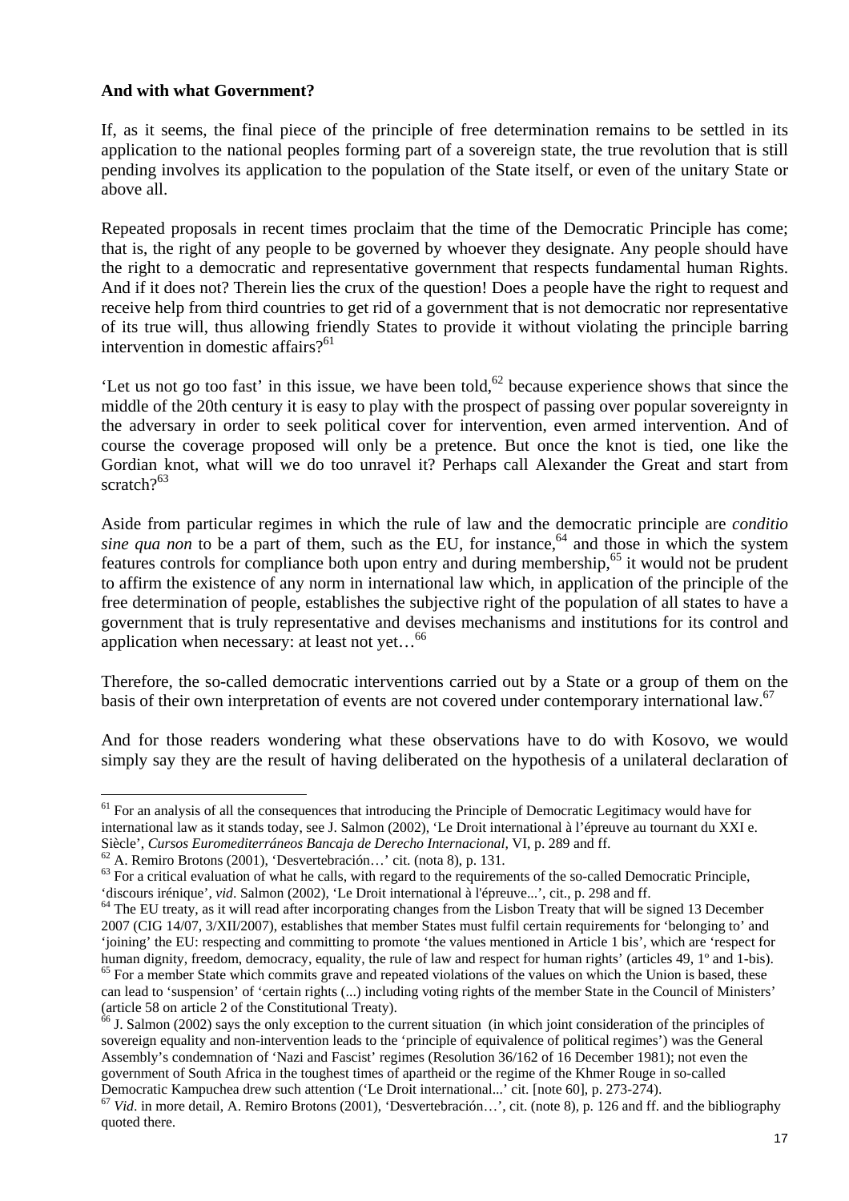**And with what Government?**

If, as it seems, the final piece of the principle of free determination remains to be settled in its application to the national peoples forming part of a sovereign state, the true revolution that is still pending involves its application to the population of the State itself, or even of the unitary State or above all.

Repeated proposals in recent times proclaim that the time of the Democratic Principle has come; that is, the right of any people to be governed by whoever they designate. Any people should have the right to a democratic and representative government that respects fundamental human Rights. And if it does not? Therein lies the crux of the question! Does a people have the right to request and receive help from third countries to get rid of a government that is not democratic nor representative of its true will, thus allowing friendly States to provide it without violating the principle barring intervention in domestic affairs?[61]

'Let us not go too fast' in this issue, we have been told,[62] because experience shows that since the middle of the 20th century it is easy to play with the prospect of passing over popular sovereignty in the adversary in order to seek political cover for intervention, even armed intervention. And of course the coverage proposed will only be a pretence. But once the knot is tied, one like the Gordian knot, what will we do too unravel it? Perhaps call Alexander the Great and start from scratch?[63]

Aside from particular regimes in which the rule of law and the democratic principle are *conditio sine qua non* to be a part of them, such as the EU, for instance,[64] and those in which the system features controls for compliance both upon entry and during membership,[65] it would not be prudent to affirm the existence of any norm in international law which, in application of the principle of the free determination of people, establishes the subjective right of the population of all states to have a government that is truly representative and devises mechanisms and institutions for its control and application when necessary: at least not yet…[66]

Therefore, the so-called democratic interventions carried out by a State or a group of them on the basis of their own interpretation of events are not covered under contemporary international law.[67]

And for those readers wondering what these observations have to do with Kosovo, we would simply say they are the result of having deliberated on the hypothesis of a unilateral declaration of

---

[61] For an analysis of all the consequences that introducing the Principle of Democratic Legitimacy would have for international law as it stands today, see J. Salmon (2002), 'Le Droit international à l'épreuve au tournant du XXI e. Siècle', *Cursos Euromediterráneos Bancaja de Derecho Internacional,* VI, p. 289 and ff.

[62] A. Remiro Brotons (2001), 'Desvertebración…' cit. (nota 8), p. 131.

[63] For a critical evaluation of what he calls, with regard to the requirements of the so-called Democratic Principle, 'discours irénique', *vid*. Salmon (2002), 'Le Droit international à l'épreuve...', cit., p. 298 and ff.

[64] The EU treaty, as it will read after incorporating changes from the Lisbon Treaty that will be signed 13 December 2007 (CIG 14/07, 3/XII/2007), establishes that member States must fulfil certain requirements for 'belonging to' and 'joining' the EU: respecting and committing to promote 'the values mentioned in Article 1 bis', which are 'respect for human dignity, freedom, democracy, equality, the rule of law and respect for human rights' (articles 49, 1º and 1-bis).

[65] For a member State which commits grave and repeated violations of the values on which the Union is based, these can lead to 'suspension' of 'certain rights (...) including voting rights of the member State in the Council of Ministers' (article 58 on article 2 of the Constitutional Treaty).

[66] J. Salmon (2002) says the only exception to the current situation (in which joint consideration of the principles of sovereign equality and non-intervention leads to the 'principle of equivalence of political regimes') was the General Assembly's condemnation of 'Nazi and Fascist' regimes (Resolution 36/162 of 16 December 1981); not even the government of South Africa in the toughest times of apartheid or the regime of the Khmer Rouge in so-called Democratic Kampuchea drew such attention ('Le Droit international...' cit. [note 60], p. 273-274).

[67] *Vid*. in more detail, A. Remiro Brotons (2001), 'Desvertebración…', cit. (note 8), p. 126 and ff. and the bibliography quoted there.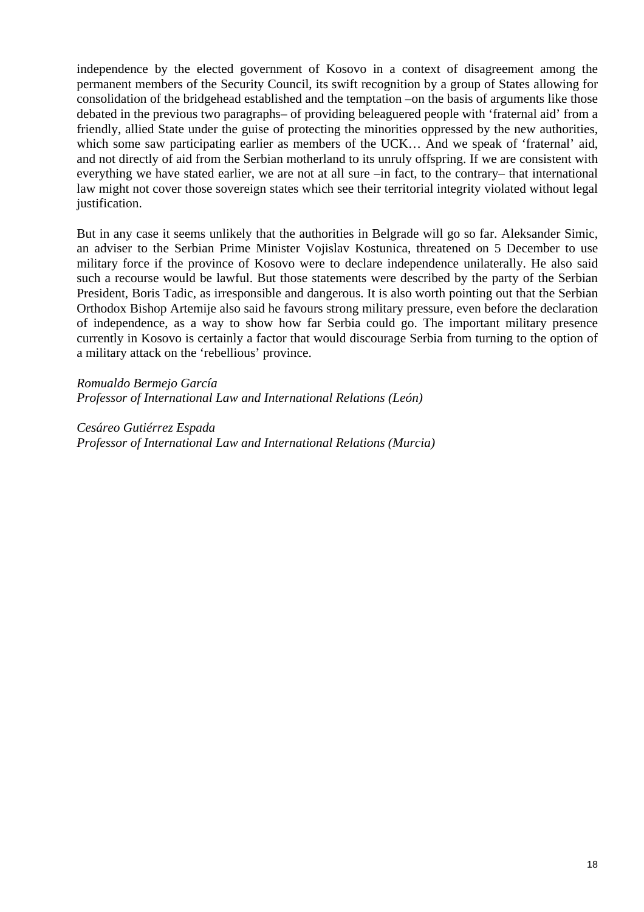independence by the elected government of Kosovo in a context of disagreement among the permanent members of the Security Council, its swift recognition by a group of States allowing for consolidation of the bridgehead established and the temptation –on the basis of arguments like those debated in the previous two paragraphs– of providing beleaguered people with 'fraternal aid' from a friendly, allied State under the guise of protecting the minorities oppressed by the new authorities, which some saw participating earlier as members of the UCK… And we speak of 'fraternal' aid, and not directly of aid from the Serbian motherland to its unruly offspring. If we are consistent with everything we have stated earlier, we are not at all sure –in fact, to the contrary– that international law might not cover those sovereign states which see their territorial integrity violated without legal justification.

But in any case it seems unlikely that the authorities in Belgrade will go so far. Aleksander Simic, an adviser to the Serbian Prime Minister Vojislav Kostunica, threatened on 5 December to use military force if the province of Kosovo were to declare independence unilaterally. He also said such a recourse would be lawful. But those statements were described by the party of the Serbian President, Boris Tadic, as irresponsible and dangerous. It is also worth pointing out that the Serbian Orthodox Bishop Artemije also said he favours strong military pressure, even before the declaration of independence, as a way to show how far Serbia could go. The important military presence currently in Kosovo is certainly a factor that would discourage Serbia from turning to the option of a military attack on the 'rebellious' province.

*Romualdo Bermejo García*
*Professor of International Law and International Relations (León)*

*Cesáreo Gutiérrez Espada*
*Professor of International Law and International Relations (Murcia)*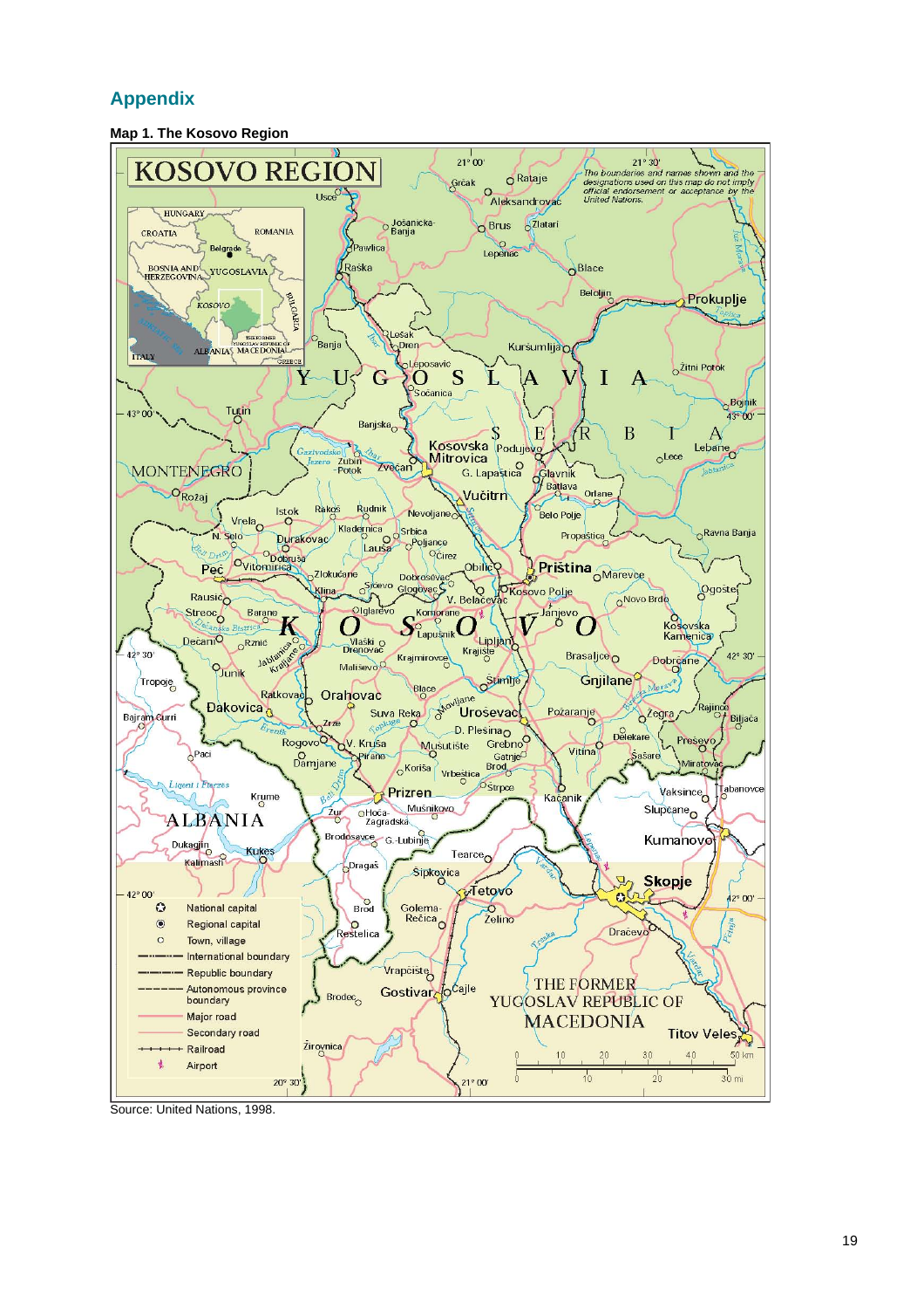## Appendix

**Map 1. The Kosovo Region**

Source: United Nations, 1998.